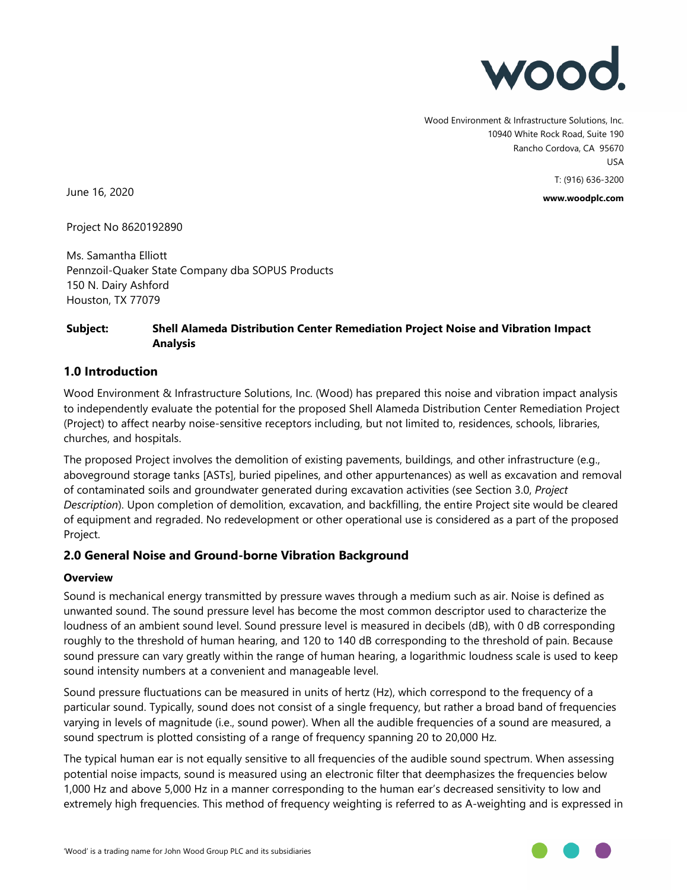Wood Environment & Infrastructure Solutions, Inc.
10940 White Rock Road, Suite 190
Rancho Cordova, CA 95670
USA

T: (916) 636-3200

**www.woodplc.com**

June 16, 2020

Project No 8620192890

Ms. Samantha Elliott
Pennzoil-Quaker State Company dba SOPUS Products
150 N. Dairy Ashford
Houston, TX 77079

**Subject: Shell Alameda Distribution Center Remediation Project Noise and Vibration Impact Analysis**

## 1.0 Introduction

Wood Environment & Infrastructure Solutions, Inc. (Wood) has prepared this noise and vibration impact analysis to independently evaluate the potential for the proposed Shell Alameda Distribution Center Remediation Project (Project) to affect nearby noise-sensitive receptors including, but not limited to, residences, schools, libraries, churches, and hospitals.

The proposed Project involves the demolition of existing pavements, buildings, and other infrastructure (e.g., aboveground storage tanks [ASTs], buried pipelines, and other appurtenances) as well as excavation and removal of contaminated soils and groundwater generated during excavation activities (see Section 3.0, *Project Description*). Upon completion of demolition, excavation, and backfilling, the entire Project site would be cleared of equipment and regraded. No redevelopment or other operational use is considered as a part of the proposed Project.

## 2.0 General Noise and Ground-borne Vibration Background

### Overview

Sound is mechanical energy transmitted by pressure waves through a medium such as air. Noise is defined as unwanted sound. The sound pressure level has become the most common descriptor used to characterize the loudness of an ambient sound level. Sound pressure level is measured in decibels (dB), with 0 dB corresponding roughly to the threshold of human hearing, and 120 to 140 dB corresponding to the threshold of pain. Because sound pressure can vary greatly within the range of human hearing, a logarithmic loudness scale is used to keep sound intensity numbers at a convenient and manageable level.

Sound pressure fluctuations can be measured in units of hertz (Hz), which correspond to the frequency of a particular sound. Typically, sound does not consist of a single frequency, but rather a broad band of frequencies varying in levels of magnitude (i.e., sound power). When all the audible frequencies of a sound are measured, a sound spectrum is plotted consisting of a range of frequency spanning 20 to 20,000 Hz.

The typical human ear is not equally sensitive to all frequencies of the audible sound spectrum. When assessing potential noise impacts, sound is measured using an electronic filter that deemphasizes the frequencies below 1,000 Hz and above 5,000 Hz in a manner corresponding to the human ear's decreased sensitivity to low and extremely high frequencies. This method of frequency weighting is referred to as A-weighting and is expressed in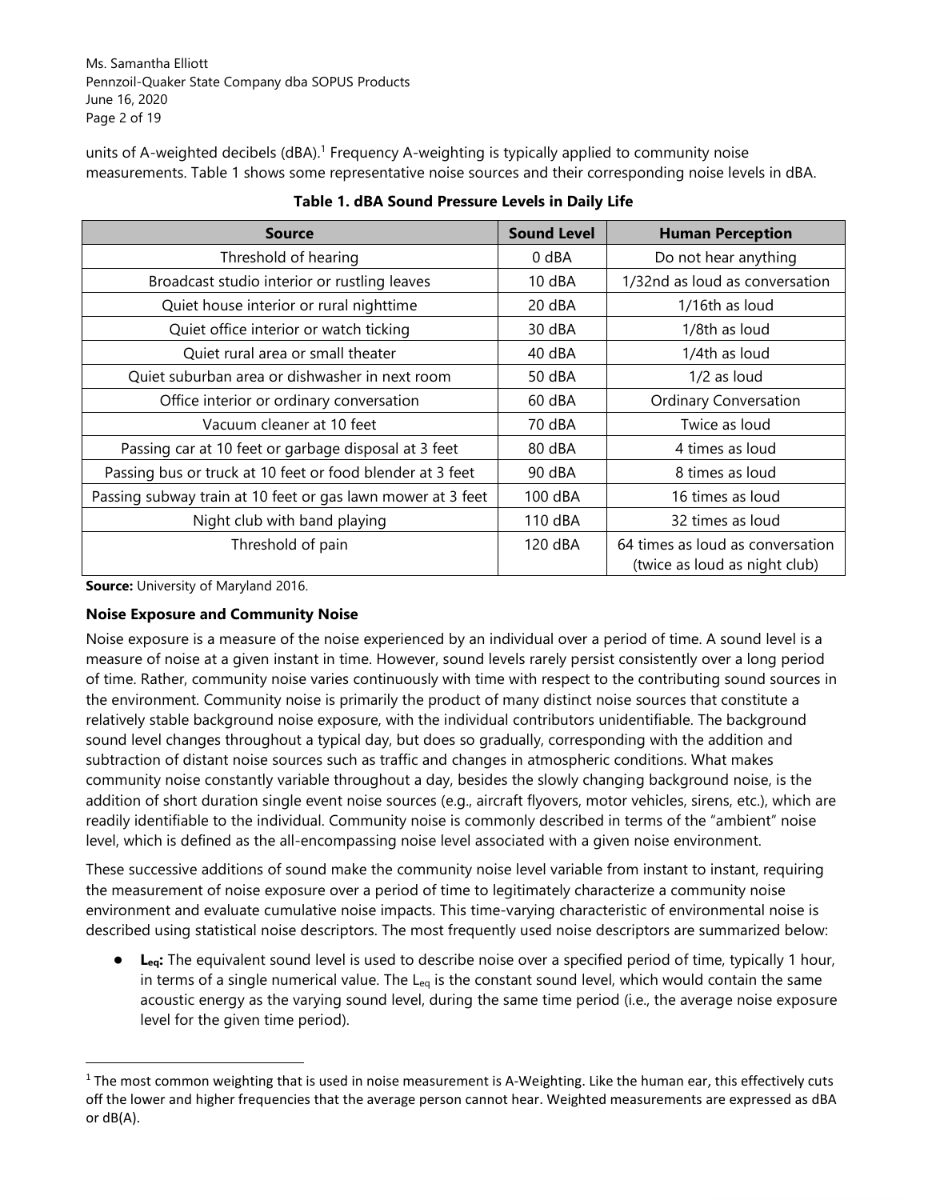units of A-weighted decibels (dBA).[1] Frequency A-weighting is typically applied to community noise measurements. Table 1 shows some representative noise sources and their corresponding noise levels in dBA.

**Table 1. dBA Sound Pressure Levels in Daily Life**

| Source | Sound Level | Human Perception |
|---|---|---|
| Threshold of hearing | 0 dBA | Do not hear anything |
| Broadcast studio interior or rustling leaves | 10 dBA | 1/32nd as loud as conversation |
| Quiet house interior or rural nighttime | 20 dBA | 1/16th as loud |
| Quiet office interior or watch ticking | 30 dBA | 1/8th as loud |
| Quiet rural area or small theater | 40 dBA | 1/4th as loud |
| Quiet suburban area or dishwasher in next room | 50 dBA | 1/2 as loud |
| Office interior or ordinary conversation | 60 dBA | Ordinary Conversation |
| Vacuum cleaner at 10 feet | 70 dBA | Twice as loud |
| Passing car at 10 feet or garbage disposal at 3 feet | 80 dBA | 4 times as loud |
| Passing bus or truck at 10 feet or food blender at 3 feet | 90 dBA | 8 times as loud |
| Passing subway train at 10 feet or gas lawn mower at 3 feet | 100 dBA | 16 times as loud |
| Night club with band playing | 110 dBA | 32 times as loud |
| Threshold of pain | 120 dBA | 64 times as loud as conversation (twice as loud as night club) |

**Source:** University of Maryland 2016.

### Noise Exposure and Community Noise

Noise exposure is a measure of the noise experienced by an individual over a period of time. A sound level is a measure of noise at a given instant in time. However, sound levels rarely persist consistently over a long period of time. Rather, community noise varies continuously with time with respect to the contributing sound sources in the environment. Community noise is primarily the product of many distinct noise sources that constitute a relatively stable background noise exposure, with the individual contributors unidentifiable. The background sound level changes throughout a typical day, but does so gradually, corresponding with the addition and subtraction of distant noise sources such as traffic and changes in atmospheric conditions. What makes community noise constantly variable throughout a day, besides the slowly changing background noise, is the addition of short duration single event noise sources (e.g., aircraft flyovers, motor vehicles, sirens, etc.), which are readily identifiable to the individual. Community noise is commonly described in terms of the "ambient" noise level, which is defined as the all-encompassing noise level associated with a given noise environment.

These successive additions of sound make the community noise level variable from instant to instant, requiring the measurement of noise exposure over a period of time to legitimately characterize a community noise environment and evaluate cumulative noise impacts. This time-varying characteristic of environmental noise is described using statistical noise descriptors. The most frequently used noise descriptors are summarized below:

- **$L_{eq}$:** The equivalent sound level is used to describe noise over a specified period of time, typically 1 hour, in terms of a single numerical value. The $L_{eq}$ is the constant sound level, which would contain the same acoustic energy as the varying sound level, during the same time period (i.e., the average noise exposure level for the given time period).

[1] The most common weighting that is used in noise measurement is A-Weighting. Like the human ear, this effectively cuts off the lower and higher frequencies that the average person cannot hear. Weighted measurements are expressed as dBA or dB(A).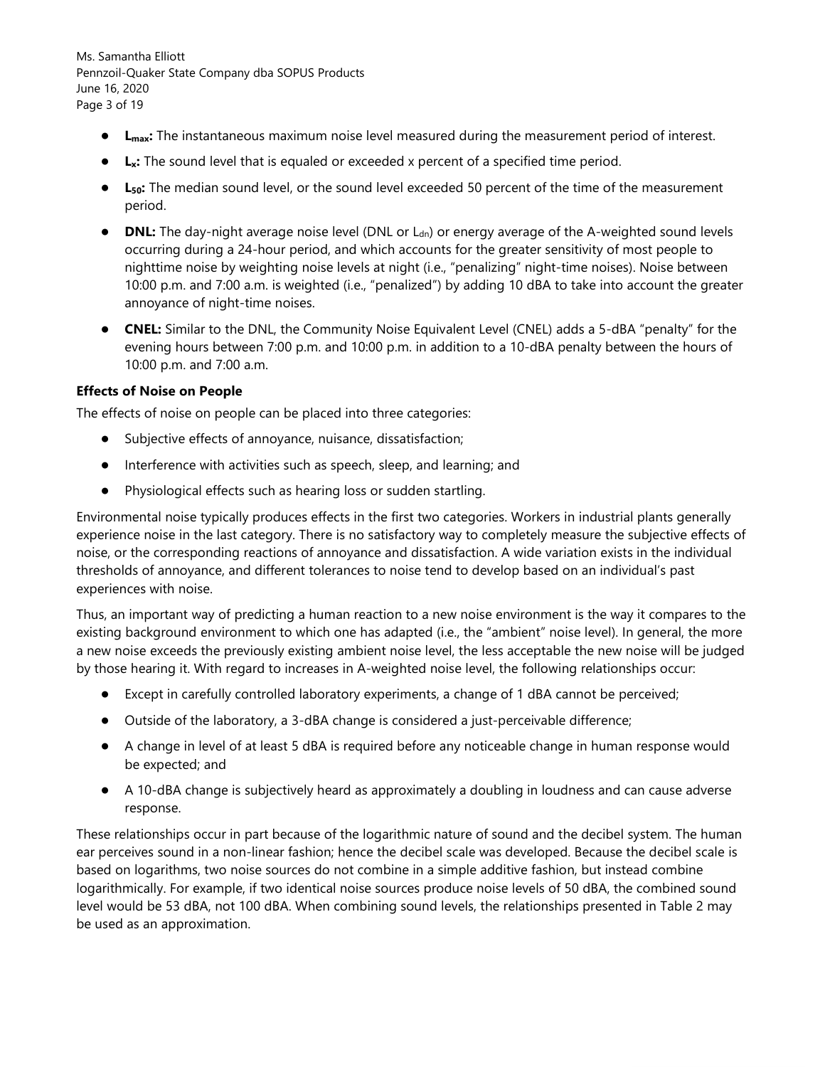- **$L_{max}$:** The instantaneous maximum noise level measured during the measurement period of interest.
- **$L_x$:** The sound level that is equaled or exceeded x percent of a specified time period.
- **$L_{50}$:** The median sound level, or the sound level exceeded 50 percent of the time of the measurement period.
- **DNL:** The day-night average noise level (DNL or $L_{dn}$) or energy average of the A-weighted sound levels occurring during a 24-hour period, and which accounts for the greater sensitivity of most people to nighttime noise by weighting noise levels at night (i.e., "penalizing" night-time noises). Noise between 10:00 p.m. and 7:00 a.m. is weighted (i.e., "penalized") by adding 10 dBA to take into account the greater annoyance of night-time noises.
- **CNEL:** Similar to the DNL, the Community Noise Equivalent Level (CNEL) adds a 5-dBA "penalty" for the evening hours between 7:00 p.m. and 10:00 p.m. in addition to a 10-dBA penalty between the hours of 10:00 p.m. and 7:00 a.m.

**Effects of Noise on People**

The effects of noise on people can be placed into three categories:

- Subjective effects of annoyance, nuisance, dissatisfaction;
- Interference with activities such as speech, sleep, and learning; and
- Physiological effects such as hearing loss or sudden startling.

Environmental noise typically produces effects in the first two categories. Workers in industrial plants generally experience noise in the last category. There is no satisfactory way to completely measure the subjective effects of noise, or the corresponding reactions of annoyance and dissatisfaction. A wide variation exists in the individual thresholds of annoyance, and different tolerances to noise tend to develop based on an individual's past experiences with noise.

Thus, an important way of predicting a human reaction to a new noise environment is the way it compares to the existing background environment to which one has adapted (i.e., the "ambient" noise level). In general, the more a new noise exceeds the previously existing ambient noise level, the less acceptable the new noise will be judged by those hearing it. With regard to increases in A-weighted noise level, the following relationships occur:

- Except in carefully controlled laboratory experiments, a change of 1 dBA cannot be perceived;
- Outside of the laboratory, a 3-dBA change is considered a just-perceivable difference;
- A change in level of at least 5 dBA is required before any noticeable change in human response would be expected; and
- A 10-dBA change is subjectively heard as approximately a doubling in loudness and can cause adverse response.

These relationships occur in part because of the logarithmic nature of sound and the decibel system. The human ear perceives sound in a non-linear fashion; hence the decibel scale was developed. Because the decibel scale is based on logarithms, two noise sources do not combine in a simple additive fashion, but instead combine logarithmically. For example, if two identical noise sources produce noise levels of 50 dBA, the combined sound level would be 53 dBA, not 100 dBA. When combining sound levels, the relationships presented in Table 2 may be used as an approximation.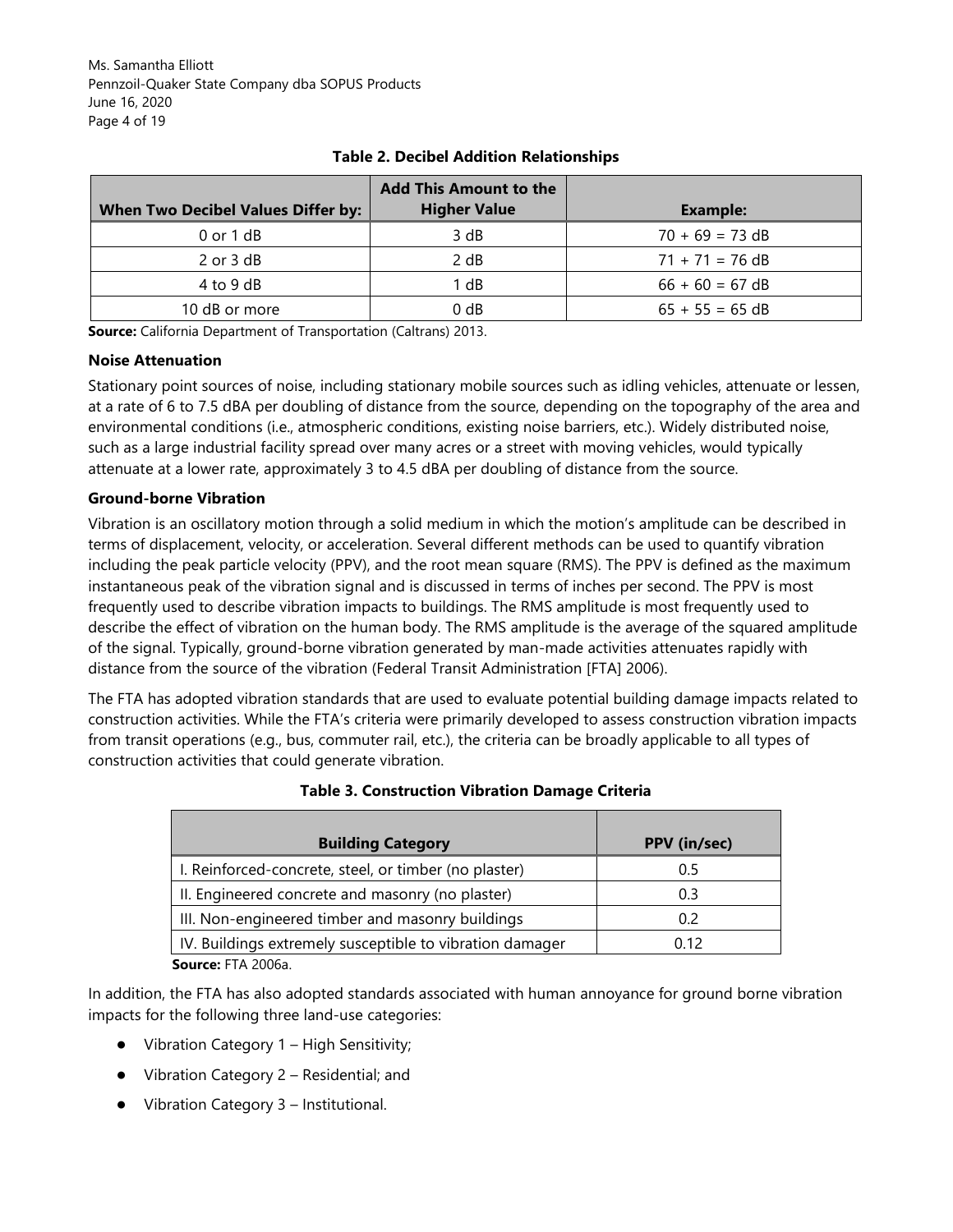**Table 2. Decibel Addition Relationships**

| When Two Decibel Values Differ by: | Add This Amount to the Higher Value | Example: |
|---|---|---|
| 0 or 1 dB | 3 dB | 70 + 69 = 73 dB |
| 2 or 3 dB | 2 dB | 71 + 71 = 76 dB |
| 4 to 9 dB | 1 dB | 66 + 60 = 67 dB |
| 10 dB or more | 0 dB | 65 + 55 = 65 dB |

**Source:** California Department of Transportation (Caltrans) 2013.

### Noise Attenuation

Stationary point sources of noise, including stationary mobile sources such as idling vehicles, attenuate or lessen, at a rate of 6 to 7.5 dBA per doubling of distance from the source, depending on the topography of the area and environmental conditions (i.e., atmospheric conditions, existing noise barriers, etc.). Widely distributed noise, such as a large industrial facility spread over many acres or a street with moving vehicles, would typically attenuate at a lower rate, approximately 3 to 4.5 dBA per doubling of distance from the source.

### Ground-borne Vibration

Vibration is an oscillatory motion through a solid medium in which the motion's amplitude can be described in terms of displacement, velocity, or acceleration. Several different methods can be used to quantify vibration including the peak particle velocity (PPV), and the root mean square (RMS). The PPV is defined as the maximum instantaneous peak of the vibration signal and is discussed in terms of inches per second. The PPV is most frequently used to describe vibration impacts to buildings. The RMS amplitude is most frequently used to describe the effect of vibration on the human body. The RMS amplitude is the average of the squared amplitude of the signal. Typically, ground-borne vibration generated by man-made activities attenuates rapidly with distance from the source of the vibration (Federal Transit Administration [FTA] 2006).

The FTA has adopted vibration standards that are used to evaluate potential building damage impacts related to construction activities. While the FTA's criteria were primarily developed to assess construction vibration impacts from transit operations (e.g., bus, commuter rail, etc.), the criteria can be broadly applicable to all types of construction activities that could generate vibration.

**Table 3. Construction Vibration Damage Criteria**

| Building Category | PPV (in/sec) |
|---|---|
| I. Reinforced-concrete, steel, or timber (no plaster) | 0.5 |
| II. Engineered concrete and masonry (no plaster) | 0.3 |
| III. Non-engineered timber and masonry buildings | 0.2 |
| IV. Buildings extremely susceptible to vibration damager | 0.12 |

**Source:** FTA 2006a.

In addition, the FTA has also adopted standards associated with human annoyance for ground borne vibration impacts for the following three land-use categories:

- Vibration Category 1 – High Sensitivity;
- Vibration Category 2 – Residential; and
- Vibration Category 3 – Institutional.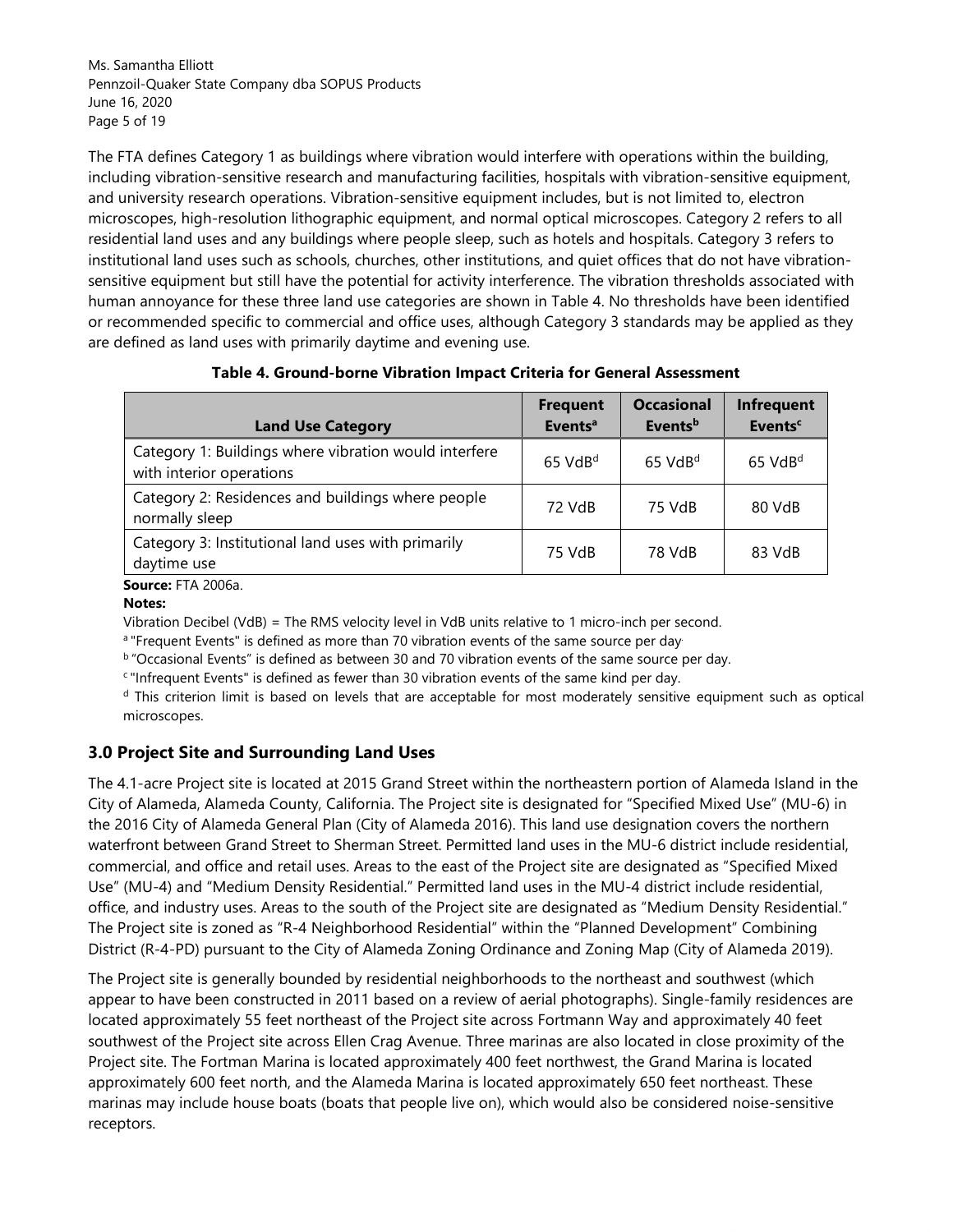The FTA defines Category 1 as buildings where vibration would interfere with operations within the building, including vibration-sensitive research and manufacturing facilities, hospitals with vibration-sensitive equipment, and university research operations. Vibration-sensitive equipment includes, but is not limited to, electron microscopes, high-resolution lithographic equipment, and normal optical microscopes. Category 2 refers to all residential land uses and any buildings where people sleep, such as hotels and hospitals. Category 3 refers to institutional land uses such as schools, churches, other institutions, and quiet offices that do not have vibration-sensitive equipment but still have the potential for activity interference. The vibration thresholds associated with human annoyance for these three land use categories are shown in Table 4. No thresholds have been identified or recommended specific to commercial and office uses, although Category 3 standards may be applied as they are defined as land uses with primarily daytime and evening use.

**Table 4. Ground-borne Vibration Impact Criteria for General Assessment**

| Land Use Category | Frequent Events[a] | Occasional Events[b] | Infrequent Events[c] |
|---|---|---|---|
| Category 1: Buildings where vibration would interfere with interior operations | 65 VdB[d] | 65 VdB[d] | 65 VdB[d] |
| Category 2: Residences and buildings where people normally sleep | 72 VdB | 75 VdB | 80 VdB |
| Category 3: Institutional land uses with primarily daytime use | 75 VdB | 78 VdB | 83 VdB |

**Source:** FTA 2006a.

**Notes:**

Vibration Decibel (VdB) = The RMS velocity level in VdB units relative to 1 micro-inch per second.

[a] "Frequent Events" is defined as more than 70 vibration events of the same source per day.

[b] "Occasional Events" is defined as between 30 and 70 vibration events of the same source per day.

[c] "Infrequent Events" is defined as fewer than 30 vibration events of the same kind per day.

[d] This criterion limit is based on levels that are acceptable for most moderately sensitive equipment such as optical microscopes.

## 3.0 Project Site and Surrounding Land Uses

The 4.1-acre Project site is located at 2015 Grand Street within the northeastern portion of Alameda Island in the City of Alameda, Alameda County, California. The Project site is designated for "Specified Mixed Use" (MU-6) in the 2016 City of Alameda General Plan (City of Alameda 2016). This land use designation covers the northern waterfront between Grand Street to Sherman Street. Permitted land uses in the MU-6 district include residential, commercial, and office and retail uses. Areas to the east of the Project site are designated as "Specified Mixed Use" (MU-4) and "Medium Density Residential." Permitted land uses in the MU-4 district include residential, office, and industry uses. Areas to the south of the Project site are designated as "Medium Density Residential." The Project site is zoned as "R-4 Neighborhood Residential" within the "Planned Development" Combining District (R-4-PD) pursuant to the City of Alameda Zoning Ordinance and Zoning Map (City of Alameda 2019).

The Project site is generally bounded by residential neighborhoods to the northeast and southwest (which appear to have been constructed in 2011 based on a review of aerial photographs). Single-family residences are located approximately 55 feet northeast of the Project site across Fortmann Way and approximately 40 feet southwest of the Project site across Ellen Crag Avenue. Three marinas are also located in close proximity of the Project site. The Fortman Marina is located approximately 400 feet northwest, the Grand Marina is located approximately 600 feet north, and the Alameda Marina is located approximately 650 feet northeast. These marinas may include house boats (boats that people live on), which would also be considered noise-sensitive receptors.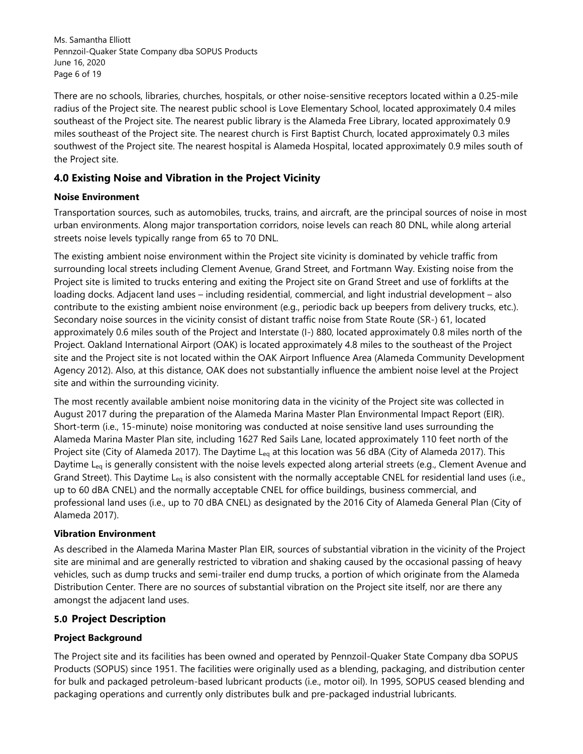There are no schools, libraries, churches, hospitals, or other noise-sensitive receptors located within a 0.25-mile radius of the Project site. The nearest public school is Love Elementary School, located approximately 0.4 miles southeast of the Project site. The nearest public library is the Alameda Free Library, located approximately 0.9 miles southeast of the Project site. The nearest church is First Baptist Church, located approximately 0.3 miles southwest of the Project site. The nearest hospital is Alameda Hospital, located approximately 0.9 miles south of the Project site.

## 4.0 Existing Noise and Vibration in the Project Vicinity

### Noise Environment

Transportation sources, such as automobiles, trucks, trains, and aircraft, are the principal sources of noise in most urban environments. Along major transportation corridors, noise levels can reach 80 DNL, while along arterial streets noise levels typically range from 65 to 70 DNL.

The existing ambient noise environment within the Project site vicinity is dominated by vehicle traffic from surrounding local streets including Clement Avenue, Grand Street, and Fortmann Way. Existing noise from the Project site is limited to trucks entering and exiting the Project site on Grand Street and use of forklifts at the loading docks. Adjacent land uses – including residential, commercial, and light industrial development – also contribute to the existing ambient noise environment (e.g., periodic back up beepers from delivery trucks, etc.). Secondary noise sources in the vicinity consist of distant traffic noise from State Route (SR-) 61, located approximately 0.6 miles south of the Project and Interstate (I-) 880, located approximately 0.8 miles north of the Project. Oakland International Airport (OAK) is located approximately 4.8 miles to the southeast of the Project site and the Project site is not located within the OAK Airport Influence Area (Alameda Community Development Agency 2012). Also, at this distance, OAK does not substantially influence the ambient noise level at the Project site and within the surrounding vicinity.

The most recently available ambient noise monitoring data in the vicinity of the Project site was collected in August 2017 during the preparation of the Alameda Marina Master Plan Environmental Impact Report (EIR). Short-term (i.e., 15-minute) noise monitoring was conducted at noise sensitive land uses surrounding the Alameda Marina Master Plan site, including 1627 Red Sails Lane, located approximately 110 feet north of the Project site (City of Alameda 2017). The Daytime $L_{eq}$ at this location was 56 dBA (City of Alameda 2017). This Daytime $L_{eq}$ is generally consistent with the noise levels expected along arterial streets (e.g., Clement Avenue and Grand Street). This Daytime $L_{eq}$ is also consistent with the normally acceptable CNEL for residential land uses (i.e., up to 60 dBA CNEL) and the normally acceptable CNEL for office buildings, business commercial, and professional land uses (i.e., up to 70 dBA CNEL) as designated by the 2016 City of Alameda General Plan (City of Alameda 2017).

### Vibration Environment

As described in the Alameda Marina Master Plan EIR, sources of substantial vibration in the vicinity of the Project site are minimal and are generally restricted to vibration and shaking caused by the occasional passing of heavy vehicles, such as dump trucks and semi-trailer end dump trucks, a portion of which originate from the Alameda Distribution Center. There are no sources of substantial vibration on the Project site itself, nor are there any amongst the adjacent land uses.

## 5.0 Project Description

### Project Background

The Project site and its facilities has been owned and operated by Pennzoil-Quaker State Company dba SOPUS Products (SOPUS) since 1951. The facilities were originally used as a blending, packaging, and distribution center for bulk and packaged petroleum-based lubricant products (i.e., motor oil). In 1995, SOPUS ceased blending and packaging operations and currently only distributes bulk and pre-packaged industrial lubricants.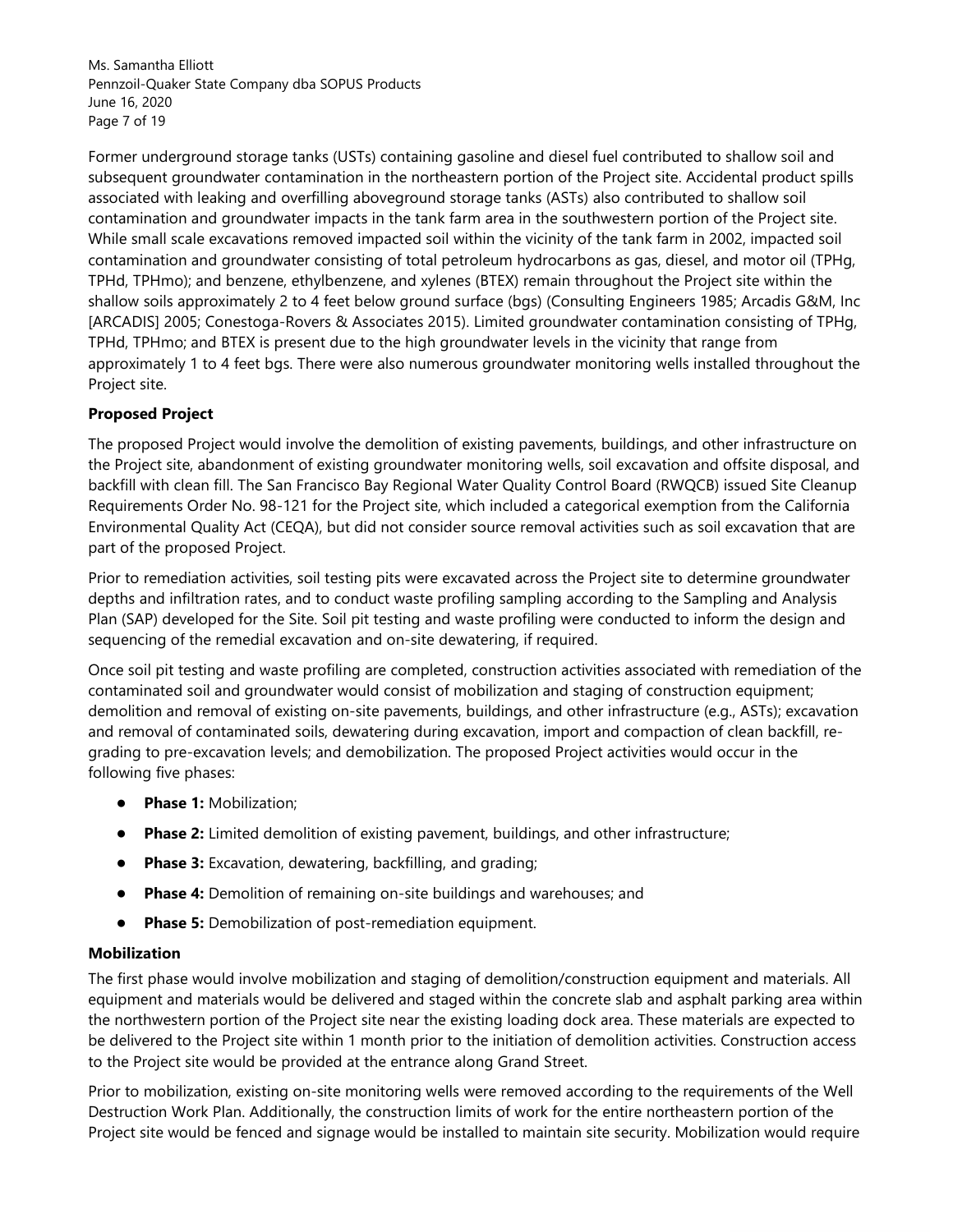Former underground storage tanks (USTs) containing gasoline and diesel fuel contributed to shallow soil and subsequent groundwater contamination in the northeastern portion of the Project site. Accidental product spills associated with leaking and overfilling aboveground storage tanks (ASTs) also contributed to shallow soil contamination and groundwater impacts in the tank farm area in the southwestern portion of the Project site. While small scale excavations removed impacted soil within the vicinity of the tank farm in 2002, impacted soil contamination and groundwater consisting of total petroleum hydrocarbons as gas, diesel, and motor oil (TPHg, TPHd, TPHmo); and benzene, ethylbenzene, and xylenes (BTEX) remain throughout the Project site within the shallow soils approximately 2 to 4 feet below ground surface (bgs) (Consulting Engineers 1985; Arcadis G&M, Inc [ARCADIS] 2005; Conestoga-Rovers & Associates 2015). Limited groundwater contamination consisting of TPHg, TPHd, TPHmo; and BTEX is present due to the high groundwater levels in the vicinity that range from approximately 1 to 4 feet bgs. There were also numerous groundwater monitoring wells installed throughout the Project site.

**Proposed Project**

The proposed Project would involve the demolition of existing pavements, buildings, and other infrastructure on the Project site, abandonment of existing groundwater monitoring wells, soil excavation and offsite disposal, and backfill with clean fill. The San Francisco Bay Regional Water Quality Control Board (RWQCB) issued Site Cleanup Requirements Order No. 98-121 for the Project site, which included a categorical exemption from the California Environmental Quality Act (CEQA), but did not consider source removal activities such as soil excavation that are part of the proposed Project.

Prior to remediation activities, soil testing pits were excavated across the Project site to determine groundwater depths and infiltration rates, and to conduct waste profiling sampling according to the Sampling and Analysis Plan (SAP) developed for the Site. Soil pit testing and waste profiling were conducted to inform the design and sequencing of the remedial excavation and on-site dewatering, if required.

Once soil pit testing and waste profiling are completed, construction activities associated with remediation of the contaminated soil and groundwater would consist of mobilization and staging of construction equipment; demolition and removal of existing on-site pavements, buildings, and other infrastructure (e.g., ASTs); excavation and removal of contaminated soils, dewatering during excavation, import and compaction of clean backfill, re-grading to pre-excavation levels; and demobilization. The proposed Project activities would occur in the following five phases:

- **Phase 1:** Mobilization;
- **Phase 2:** Limited demolition of existing pavement, buildings, and other infrastructure;
- **Phase 3:** Excavation, dewatering, backfilling, and grading;
- **Phase 4:** Demolition of remaining on-site buildings and warehouses; and
- **Phase 5:** Demobilization of post-remediation equipment.

**Mobilization**

The first phase would involve mobilization and staging of demolition/construction equipment and materials. All equipment and materials would be delivered and staged within the concrete slab and asphalt parking area within the northwestern portion of the Project site near the existing loading dock area. These materials are expected to be delivered to the Project site within 1 month prior to the initiation of demolition activities. Construction access to the Project site would be provided at the entrance along Grand Street.

Prior to mobilization, existing on-site monitoring wells were removed according to the requirements of the Well Destruction Work Plan. Additionally, the construction limits of work for the entire northeastern portion of the Project site would be fenced and signage would be installed to maintain site security. Mobilization would require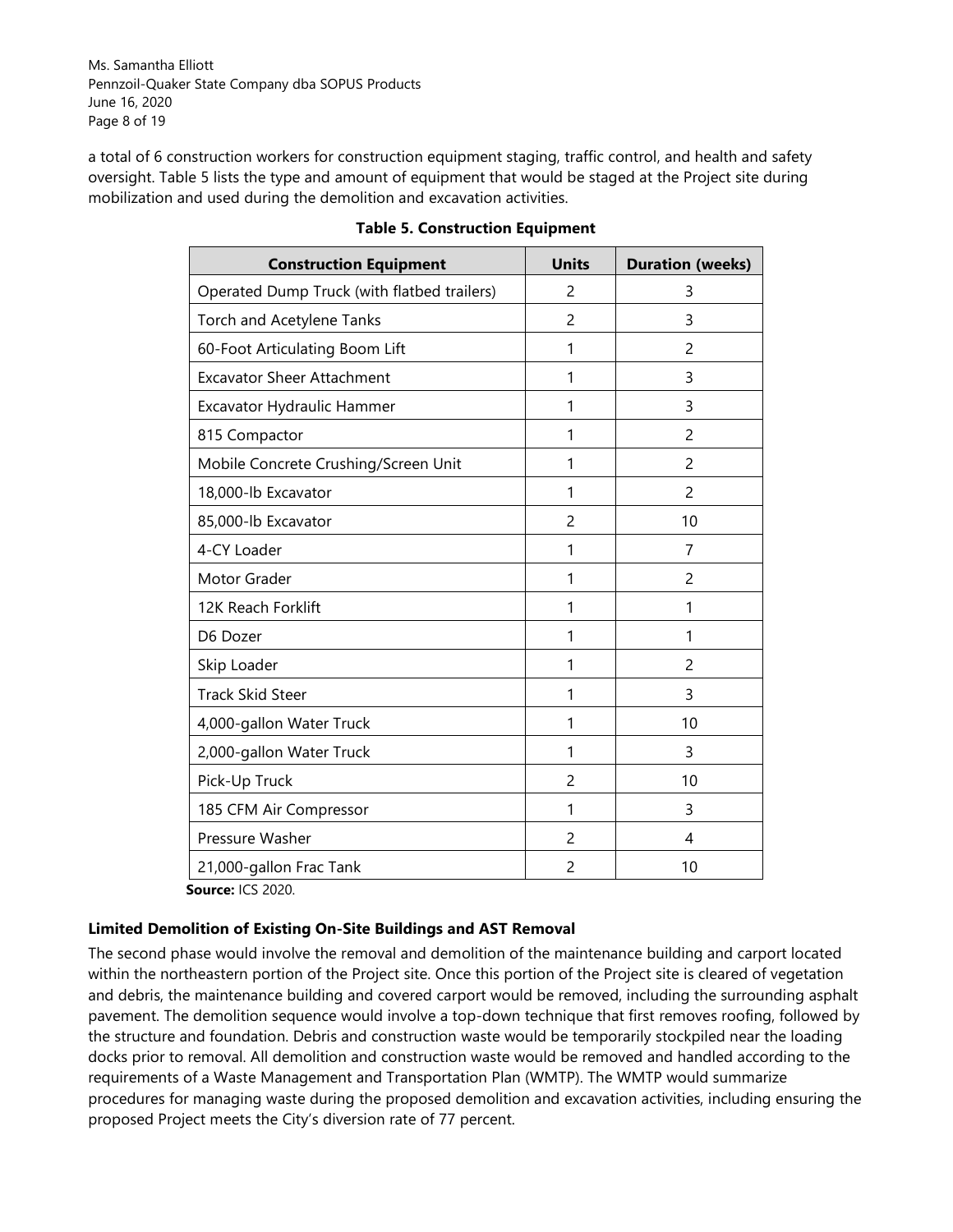a total of 6 construction workers for construction equipment staging, traffic control, and health and safety oversight. Table 5 lists the type and amount of equipment that would be staged at the Project site during mobilization and used during the demolition and excavation activities.

**Table 5. Construction Equipment**

| Construction Equipment | Units | Duration (weeks) |
|---|---|---|
| Operated Dump Truck (with flatbed trailers) | 2 | 3 |
| Torch and Acetylene Tanks | 2 | 3 |
| 60-Foot Articulating Boom Lift | 1 | 2 |
| Excavator Sheer Attachment | 1 | 3 |
| Excavator Hydraulic Hammer | 1 | 3 |
| 815 Compactor | 1 | 2 |
| Mobile Concrete Crushing/Screen Unit | 1 | 2 |
| 18,000-lb Excavator | 1 | 2 |
| 85,000-lb Excavator | 2 | 10 |
| 4-CY Loader | 1 | 7 |
| Motor Grader | 1 | 2 |
| 12K Reach Forklift | 1 | 1 |
| D6 Dozer | 1 | 1 |
| Skip Loader | 1 | 2 |
| Track Skid Steer | 1 | 3 |
| 4,000-gallon Water Truck | 1 | 10 |
| 2,000-gallon Water Truck | 1 | 3 |
| Pick-Up Truck | 2 | 10 |
| 185 CFM Air Compressor | 1 | 3 |
| Pressure Washer | 2 | 4 |
| 21,000-gallon Frac Tank | 2 | 10 |

**Source:** ICS 2020.

### Limited Demolition of Existing On-Site Buildings and AST Removal

The second phase would involve the removal and demolition of the maintenance building and carport located within the northeastern portion of the Project site. Once this portion of the Project site is cleared of vegetation and debris, the maintenance building and covered carport would be removed, including the surrounding asphalt pavement. The demolition sequence would involve a top-down technique that first removes roofing, followed by the structure and foundation. Debris and construction waste would be temporarily stockpiled near the loading docks prior to removal. All demolition and construction waste would be removed and handled according to the requirements of a Waste Management and Transportation Plan (WMTP). The WMTP would summarize procedures for managing waste during the proposed demolition and excavation activities, including ensuring the proposed Project meets the City's diversion rate of 77 percent.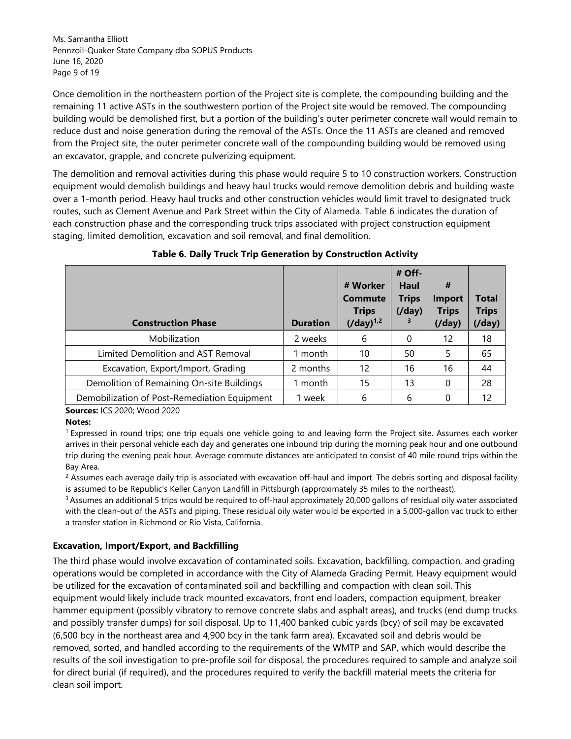Once demolition in the northeastern portion of the Project site is complete, the compounding building and the remaining 11 active ASTs in the southwestern portion of the Project site would be removed. The compounding building would be demolished first, but a portion of the building's outer perimeter concrete wall would remain to reduce dust and noise generation during the removal of the ASTs. Once the 11 ASTs are cleaned and removed from the Project site, the outer perimeter concrete wall of the compounding building would be removed using an excavator, grapple, and concrete pulverizing equipment.

The demolition and removal activities during this phase would require 5 to 10 construction workers. Construction equipment would demolish buildings and heavy haul trucks would remove demolition debris and building waste over a 1-month period. Heavy haul trucks and other construction vehicles would limit travel to designated truck routes, such as Clement Avenue and Park Street within the City of Alameda. Table 6 indicates the duration of each construction phase and the corresponding truck trips associated with project construction equipment staging, limited demolition, excavation and soil removal, and final demolition.

**Table 6. Daily Truck Trip Generation by Construction Activity**

| Construction Phase | Duration | # Worker Commute Trips (/day)[1,2] | # Off-Haul Trips (/day)[3] | # Import Trips (/day) | Total Trips (/day) |
|---|---|---|---|---|---|
| Mobilization | 2 weeks | 6 | 0 | 12 | 18 |
| Limited Demolition and AST Removal | 1 month | 10 | 50 | 5 | 65 |
| Excavation, Export/Import, Grading | 2 months | 12 | 16 | 16 | 44 |
| Demolition of Remaining On-site Buildings | 1 month | 15 | 13 | 0 | 28 |
| Demobilization of Post-Remediation Equipment | 1 week | 6 | 6 | 0 | 12 |

**Sources:** ICS 2020; Wood 2020

**Notes:**

[1] Expressed in round trips; one trip equals one vehicle going to and leaving form the Project site. Assumes each worker arrives in their personal vehicle each day and generates one inbound trip during the morning peak hour and one outbound trip during the evening peak hour. Average commute distances are anticipated to consist of 40 mile round trips within the Bay Area.

[2] Assumes each average daily trip is associated with excavation off-haul and import. The debris sorting and disposal facility is assumed to be Republic's Keller Canyon Landfill in Pittsburgh (approximately 35 miles to the northeast).

[3] Assumes an additional 5 trips would be required to off-haul approximately 20,000 gallons of residual oily water associated with the clean-out of the ASTs and piping. These residual oily water would be exported in a 5,000-gallon vac truck to either a transfer station in Richmond or Rio Vista, California.

### Excavation, Import/Export, and Backfilling

The third phase would involve excavation of contaminated soils. Excavation, backfilling, compaction, and grading operations would be completed in accordance with the City of Alameda Grading Permit. Heavy equipment would be utilized for the excavation of contaminated soil and backfilling and compaction with clean soil. This equipment would likely include track mounted excavators, front end loaders, compaction equipment, breaker hammer equipment (possibly vibratory to remove concrete slabs and asphalt areas), and trucks (end dump trucks and possibly transfer dumps) for soil disposal. Up to 11,400 banked cubic yards (bcy) of soil may be excavated (6,500 bcy in the northeast area and 4,900 bcy in the tank farm area). Excavated soil and debris would be removed, sorted, and handled according to the requirements of the WMTP and SAP, which would describe the results of the soil investigation to pre-profile soil for disposal, the procedures required to sample and analyze soil for direct burial (if required), and the procedures required to verify the backfill material meets the criteria for clean soil import.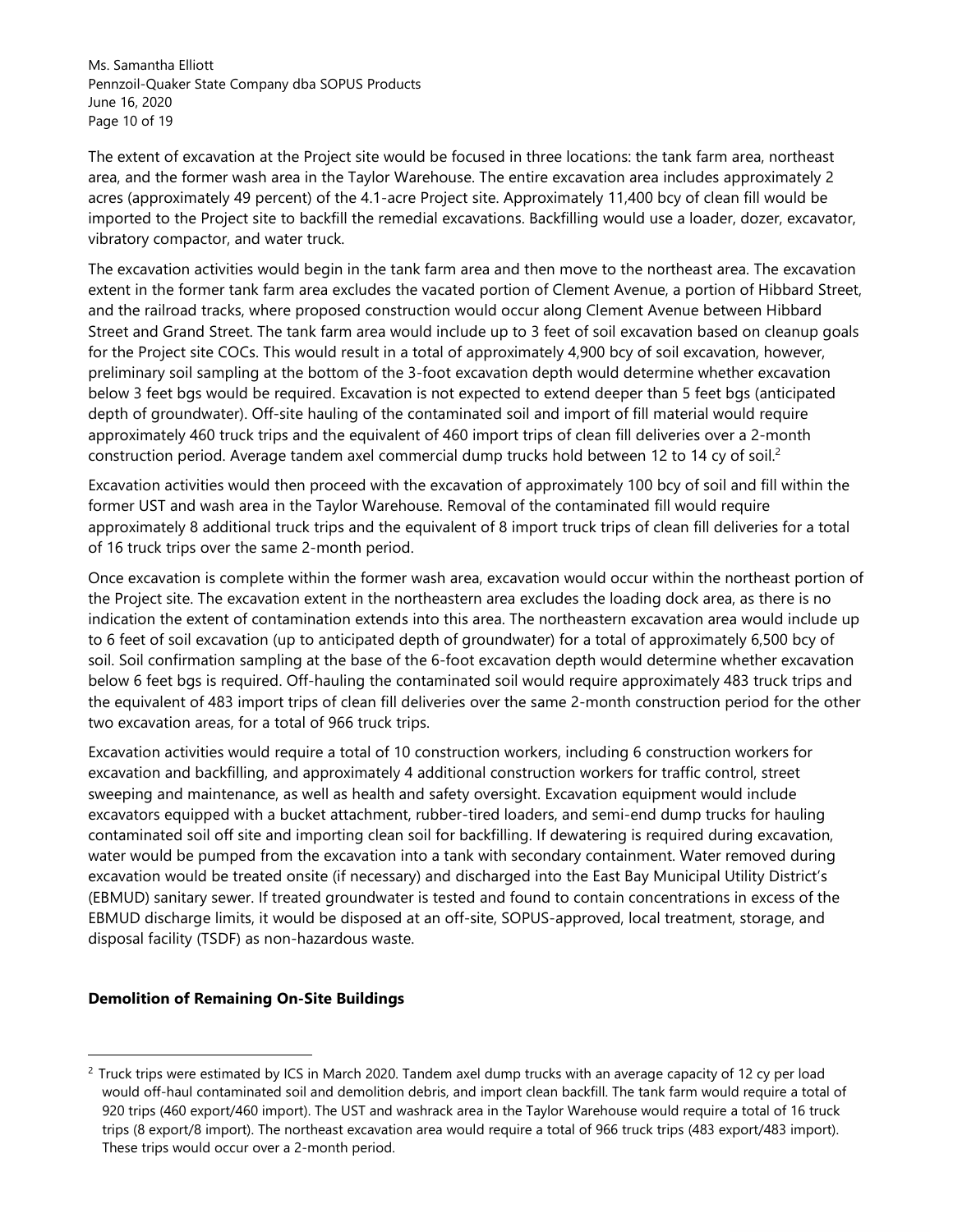The extent of excavation at the Project site would be focused in three locations: the tank farm area, northeast area, and the former wash area in the Taylor Warehouse. The entire excavation area includes approximately 2 acres (approximately 49 percent) of the 4.1-acre Project site. Approximately 11,400 bcy of clean fill would be imported to the Project site to backfill the remedial excavations. Backfilling would use a loader, dozer, excavator, vibratory compactor, and water truck.

The excavation activities would begin in the tank farm area and then move to the northeast area. The excavation extent in the former tank farm area excludes the vacated portion of Clement Avenue, a portion of Hibbard Street, and the railroad tracks, where proposed construction would occur along Clement Avenue between Hibbard Street and Grand Street. The tank farm area would include up to 3 feet of soil excavation based on cleanup goals for the Project site COCs. This would result in a total of approximately 4,900 bcy of soil excavation, however, preliminary soil sampling at the bottom of the 3-foot excavation depth would determine whether excavation below 3 feet bgs would be required. Excavation is not expected to extend deeper than 5 feet bgs (anticipated depth of groundwater). Off-site hauling of the contaminated soil and import of fill material would require approximately 460 truck trips and the equivalent of 460 import trips of clean fill deliveries over a 2-month construction period. Average tandem axel commercial dump trucks hold between 12 to 14 cy of soil.[2]

Excavation activities would then proceed with the excavation of approximately 100 bcy of soil and fill within the former UST and wash area in the Taylor Warehouse. Removal of the contaminated fill would require approximately 8 additional truck trips and the equivalent of 8 import truck trips of clean fill deliveries for a total of 16 truck trips over the same 2-month period.

Once excavation is complete within the former wash area, excavation would occur within the northeast portion of the Project site. The excavation extent in the northeastern area excludes the loading dock area, as there is no indication the extent of contamination extends into this area. The northeastern excavation area would include up to 6 feet of soil excavation (up to anticipated depth of groundwater) for a total of approximately 6,500 bcy of soil. Soil confirmation sampling at the base of the 6-foot excavation depth would determine whether excavation below 6 feet bgs is required. Off-hauling the contaminated soil would require approximately 483 truck trips and the equivalent of 483 import trips of clean fill deliveries over the same 2-month construction period for the other two excavation areas, for a total of 966 truck trips.

Excavation activities would require a total of 10 construction workers, including 6 construction workers for excavation and backfilling, and approximately 4 additional construction workers for traffic control, street sweeping and maintenance, as well as health and safety oversight. Excavation equipment would include excavators equipped with a bucket attachment, rubber-tired loaders, and semi-end dump trucks for hauling contaminated soil off site and importing clean soil for backfilling. If dewatering is required during excavation, water would be pumped from the excavation into a tank with secondary containment. Water removed during excavation would be treated onsite (if necessary) and discharged into the East Bay Municipal Utility District's (EBMUD) sanitary sewer. If treated groundwater is tested and found to contain concentrations in excess of the EBMUD discharge limits, it would be disposed at an off-site, SOPUS-approved, local treatment, storage, and disposal facility (TSDF) as non-hazardous waste.

**Demolition of Remaining On-Site Buildings**

---

[2] Truck trips were estimated by ICS in March 2020. Tandem axel dump trucks with an average capacity of 12 cy per load would off-haul contaminated soil and demolition debris, and import clean backfill. The tank farm would require a total of 920 trips (460 export/460 import). The UST and washrack area in the Taylor Warehouse would require a total of 16 truck trips (8 export/8 import). The northeast excavation area would require a total of 966 truck trips (483 export/483 import). These trips would occur over a 2-month period.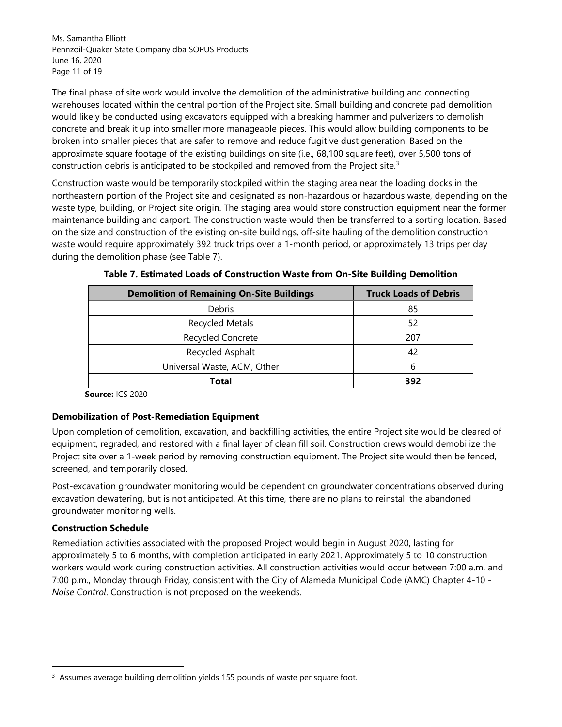The final phase of site work would involve the demolition of the administrative building and connecting warehouses located within the central portion of the Project site. Small building and concrete pad demolition would likely be conducted using excavators equipped with a breaking hammer and pulverizers to demolish concrete and break it up into smaller more manageable pieces. This would allow building components to be broken into smaller pieces that are safer to remove and reduce fugitive dust generation. Based on the approximate square footage of the existing buildings on site (i.e., 68,100 square feet), over 5,500 tons of construction debris is anticipated to be stockpiled and removed from the Project site.[3]

Construction waste would be temporarily stockpiled within the staging area near the loading docks in the northeastern portion of the Project site and designated as non-hazardous or hazardous waste, depending on the waste type, building, or Project site origin. The staging area would store construction equipment near the former maintenance building and carport. The construction waste would then be transferred to a sorting location. Based on the size and construction of the existing on-site buildings, off-site hauling of the demolition construction waste would require approximately 392 truck trips over a 1-month period, or approximately 13 trips per day during the demolition phase (see Table 7).

**Table 7. Estimated Loads of Construction Waste from On-Site Building Demolition**

| Demolition of Remaining On-Site Buildings | Truck Loads of Debris |
|---|---|
| Debris | 85 |
| Recycled Metals | 52 |
| Recycled Concrete | 207 |
| Recycled Asphalt | 42 |
| Universal Waste, ACM, Other | 6 |
| **Total** | **392** |

**Source:** ICS 2020

### Demobilization of Post-Remediation Equipment

Upon completion of demolition, excavation, and backfilling activities, the entire Project site would be cleared of equipment, regraded, and restored with a final layer of clean fill soil. Construction crews would demobilize the Project site over a 1-week period by removing construction equipment. The Project site would then be fenced, screened, and temporarily closed.

Post-excavation groundwater monitoring would be dependent on groundwater concentrations observed during excavation dewatering, but is not anticipated. At this time, there are no plans to reinstall the abandoned groundwater monitoring wells.

### Construction Schedule

Remediation activities associated with the proposed Project would begin in August 2020, lasting for approximately 5 to 6 months, with completion anticipated in early 2021. Approximately 5 to 10 construction workers would work during construction activities. All construction activities would occur between 7:00 a.m. and 7:00 p.m., Monday through Friday, consistent with the City of Alameda Municipal Code (AMC) Chapter 4-10 - *Noise Control*. Construction is not proposed on the weekends.

---

[3] Assumes average building demolition yields 155 pounds of waste per square foot.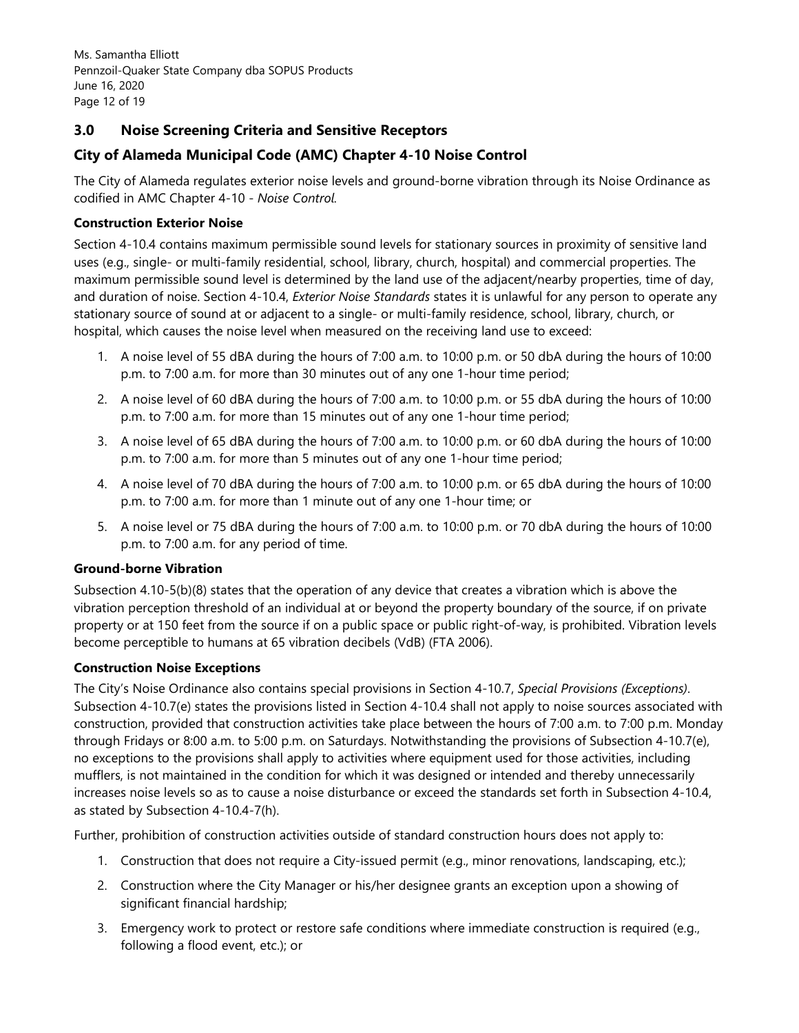## 3.0 Noise Screening Criteria and Sensitive Receptors

## City of Alameda Municipal Code (AMC) Chapter 4-10 Noise Control

The City of Alameda regulates exterior noise levels and ground-borne vibration through its Noise Ordinance as codified in AMC Chapter 4-10 - *Noise Control*.

### Construction Exterior Noise

Section 4-10.4 contains maximum permissible sound levels for stationary sources in proximity of sensitive land uses (e.g., single- or multi-family residential, school, library, church, hospital) and commercial properties. The maximum permissible sound level is determined by the land use of the adjacent/nearby properties, time of day, and duration of noise. Section 4-10.4, *Exterior Noise Standards* states it is unlawful for any person to operate any stationary source of sound at or adjacent to a single- or multi-family residence, school, library, church, or hospital, which causes the noise level when measured on the receiving land use to exceed:

1. A noise level of 55 dBA during the hours of 7:00 a.m. to 10:00 p.m. or 50 dbA during the hours of 10:00 p.m. to 7:00 a.m. for more than 30 minutes out of any one 1-hour time period;
2. A noise level of 60 dBA during the hours of 7:00 a.m. to 10:00 p.m. or 55 dbA during the hours of 10:00 p.m. to 7:00 a.m. for more than 15 minutes out of any one 1-hour time period;
3. A noise level of 65 dBA during the hours of 7:00 a.m. to 10:00 p.m. or 60 dbA during the hours of 10:00 p.m. to 7:00 a.m. for more than 5 minutes out of any one 1-hour time period;
4. A noise level of 70 dBA during the hours of 7:00 a.m. to 10:00 p.m. or 65 dbA during the hours of 10:00 p.m. to 7:00 a.m. for more than 1 minute out of any one 1-hour time; or
5. A noise level or 75 dBA during the hours of 7:00 a.m. to 10:00 p.m. or 70 dbA during the hours of 10:00 p.m. to 7:00 a.m. for any period of time.

### Ground-borne Vibration

Subsection 4.10-5(b)(8) states that the operation of any device that creates a vibration which is above the vibration perception threshold of an individual at or beyond the property boundary of the source, if on private property or at 150 feet from the source if on a public space or public right-of-way, is prohibited. Vibration levels become perceptible to humans at 65 vibration decibels (VdB) (FTA 2006).

### Construction Noise Exceptions

The City's Noise Ordinance also contains special provisions in Section 4-10.7, *Special Provisions (Exceptions)*. Subsection 4-10.7(e) states the provisions listed in Section 4-10.4 shall not apply to noise sources associated with construction, provided that construction activities take place between the hours of 7:00 a.m. to 7:00 p.m. Monday through Fridays or 8:00 a.m. to 5:00 p.m. on Saturdays. Notwithstanding the provisions of Subsection 4-10.7(e), no exceptions to the provisions shall apply to activities where equipment used for those activities, including mufflers, is not maintained in the condition for which it was designed or intended and thereby unnecessarily increases noise levels so as to cause a noise disturbance or exceed the standards set forth in Subsection 4-10.4, as stated by Subsection 4-10.4-7(h).

Further, prohibition of construction activities outside of standard construction hours does not apply to:

1. Construction that does not require a City-issued permit (e.g., minor renovations, landscaping, etc.);
2. Construction where the City Manager or his/her designee grants an exception upon a showing of significant financial hardship;
3. Emergency work to protect or restore safe conditions where immediate construction is required (e.g., following a flood event, etc.); or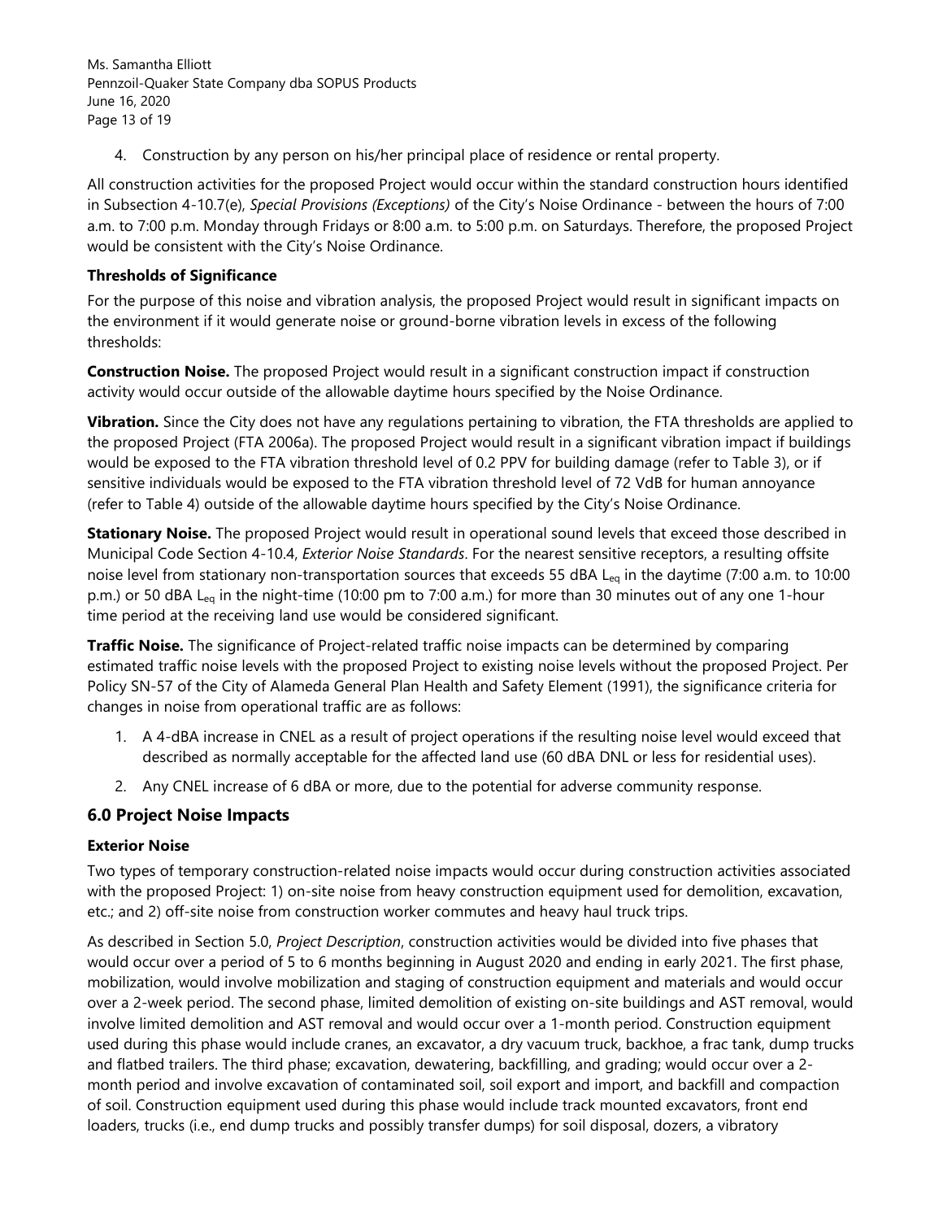4. Construction by any person on his/her principal place of residence or rental property.

All construction activities for the proposed Project would occur within the standard construction hours identified in Subsection 4-10.7(e), *Special Provisions (Exceptions)* of the City's Noise Ordinance - between the hours of 7:00 a.m. to 7:00 p.m. Monday through Fridays or 8:00 a.m. to 5:00 p.m. on Saturdays. Therefore, the proposed Project would be consistent with the City's Noise Ordinance.

**Thresholds of Significance**

For the purpose of this noise and vibration analysis, the proposed Project would result in significant impacts on the environment if it would generate noise or ground-borne vibration levels in excess of the following thresholds:

**Construction Noise.** The proposed Project would result in a significant construction impact if construction activity would occur outside of the allowable daytime hours specified by the Noise Ordinance.

**Vibration.** Since the City does not have any regulations pertaining to vibration, the FTA thresholds are applied to the proposed Project (FTA 2006a). The proposed Project would result in a significant vibration impact if buildings would be exposed to the FTA vibration threshold level of 0.2 PPV for building damage (refer to Table 3), or if sensitive individuals would be exposed to the FTA vibration threshold level of 72 VdB for human annoyance (refer to Table 4) outside of the allowable daytime hours specified by the City's Noise Ordinance.

**Stationary Noise.** The proposed Project would result in operational sound levels that exceed those described in Municipal Code Section 4-10.4, *Exterior Noise Standards*. For the nearest sensitive receptors, a resulting offsite noise level from stationary non-transportation sources that exceeds 55 dBA $L_{eq}$ in the daytime (7:00 a.m. to 10:00 p.m.) or 50 dBA $L_{eq}$ in the night-time (10:00 pm to 7:00 a.m.) for more than 30 minutes out of any one 1-hour time period at the receiving land use would be considered significant.

**Traffic Noise.** The significance of Project-related traffic noise impacts can be determined by comparing estimated traffic noise levels with the proposed Project to existing noise levels without the proposed Project. Per Policy SN-57 of the City of Alameda General Plan Health and Safety Element (1991), the significance criteria for changes in noise from operational traffic are as follows:

1. A 4-dBA increase in CNEL as a result of project operations if the resulting noise level would exceed that described as normally acceptable for the affected land use (60 dBA DNL or less for residential uses).
2. Any CNEL increase of 6 dBA or more, due to the potential for adverse community response.

## 6.0 Project Noise Impacts

**Exterior Noise**

Two types of temporary construction-related noise impacts would occur during construction activities associated with the proposed Project: 1) on-site noise from heavy construction equipment used for demolition, excavation, etc.; and 2) off-site noise from construction worker commutes and heavy haul truck trips.

As described in Section 5.0, *Project Description*, construction activities would be divided into five phases that would occur over a period of 5 to 6 months beginning in August 2020 and ending in early 2021. The first phase, mobilization, would involve mobilization and staging of construction equipment and materials and would occur over a 2-week period. The second phase, limited demolition of existing on-site buildings and AST removal, would involve limited demolition and AST removal and would occur over a 1-month period. Construction equipment used during this phase would include cranes, an excavator, a dry vacuum truck, backhoe, a frac tank, dump trucks and flatbed trailers. The third phase; excavation, dewatering, backfilling, and grading; would occur over a 2-month period and involve excavation of contaminated soil, soil export and import, and backfill and compaction of soil. Construction equipment used during this phase would include track mounted excavators, front end loaders, trucks (i.e., end dump trucks and possibly transfer dumps) for soil disposal, dozers, a vibratory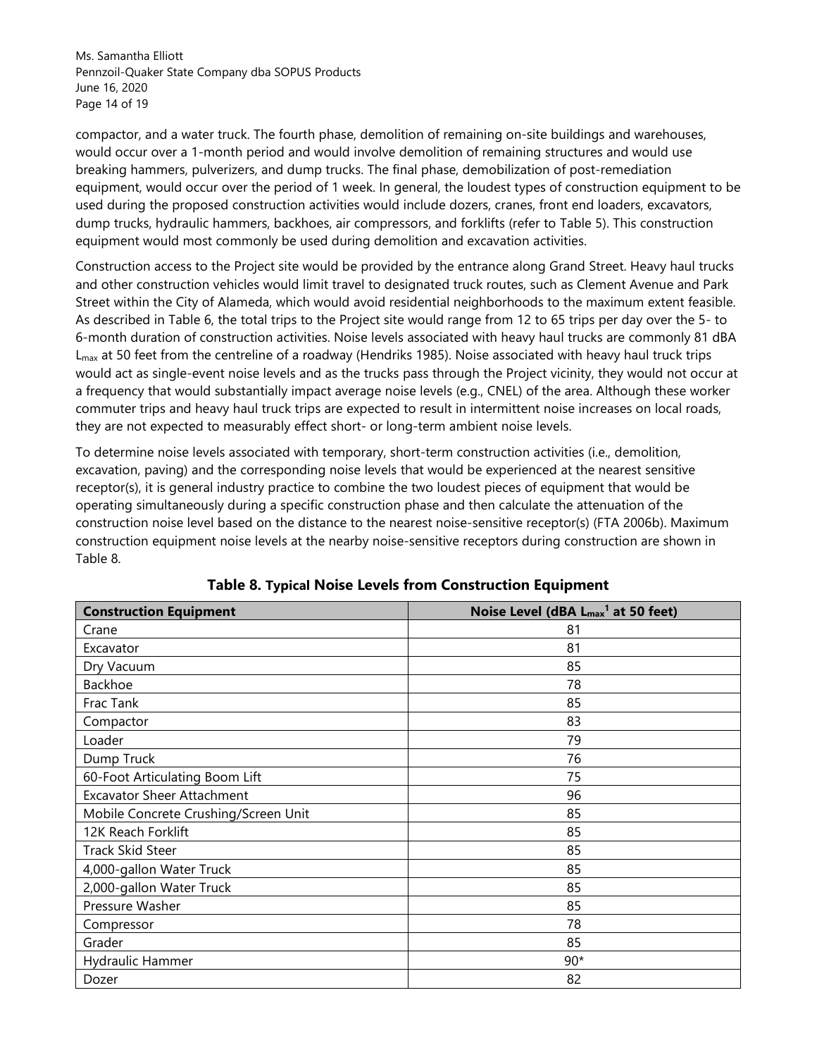compactor, and a water truck. The fourth phase, demolition of remaining on-site buildings and warehouses, would occur over a 1-month period and would involve demolition of remaining structures and would use breaking hammers, pulverizers, and dump trucks. The final phase, demobilization of post-remediation equipment, would occur over the period of 1 week. In general, the loudest types of construction equipment to be used during the proposed construction activities would include dozers, cranes, front end loaders, excavators, dump trucks, hydraulic hammers, backhoes, air compressors, and forklifts (refer to Table 5). This construction equipment would most commonly be used during demolition and excavation activities.

Construction access to the Project site would be provided by the entrance along Grand Street. Heavy haul trucks and other construction vehicles would limit travel to designated truck routes, such as Clement Avenue and Park Street within the City of Alameda, which would avoid residential neighborhoods to the maximum extent feasible. As described in Table 6, the total trips to the Project site would range from 12 to 65 trips per day over the 5- to 6-month duration of construction activities. Noise levels associated with heavy haul trucks are commonly 81 dBA $L_{max}$ at 50 feet from the centreline of a roadway (Hendriks 1985). Noise associated with heavy haul truck trips would act as single-event noise levels and as the trucks pass through the Project vicinity, they would not occur at a frequency that would substantially impact average noise levels (e.g., CNEL) of the area. Although these worker commuter trips and heavy haul truck trips are expected to result in intermittent noise increases on local roads, they are not expected to measurably effect short- or long-term ambient noise levels.

To determine noise levels associated with temporary, short-term construction activities (i.e., demolition, excavation, paving) and the corresponding noise levels that would be experienced at the nearest sensitive receptor(s), it is general industry practice to combine the two loudest pieces of equipment that would be operating simultaneously during a specific construction phase and then calculate the attenuation of the construction noise level based on the distance to the nearest noise-sensitive receptor(s) (FTA 2006b). Maximum construction equipment noise levels at the nearby noise-sensitive receptors during construction are shown in Table 8.

**Table 8. Typical Noise Levels from Construction Equipment**

| Construction Equipment | Noise Level (dBA $L_{max}$[1] at 50 feet) |
|---|---|
| Crane | 81 |
| Excavator | 81 |
| Dry Vacuum | 85 |
| Backhoe | 78 |
| Frac Tank | 85 |
| Compactor | 83 |
| Loader | 79 |
| Dump Truck | 76 |
| 60-Foot Articulating Boom Lift | 75 |
| Excavator Sheer Attachment | 96 |
| Mobile Concrete Crushing/Screen Unit | 85 |
| 12K Reach Forklift | 85 |
| Track Skid Steer | 85 |
| 4,000-gallon Water Truck | 85 |
| 2,000-gallon Water Truck | 85 |
| Pressure Washer | 85 |
| Compressor | 78 |
| Grader | 85 |
| Hydraulic Hammer | 90* |
| Dozer | 82 |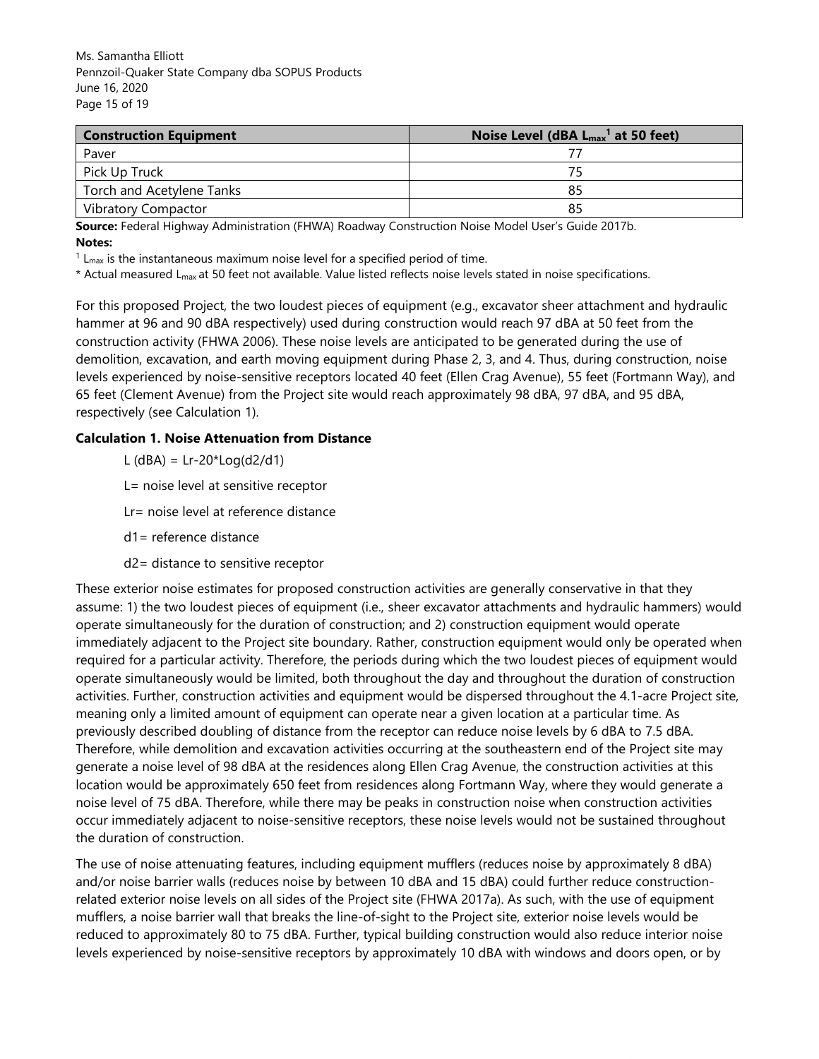| Construction Equipment | Noise Level (dBA $L_{max}$[1] at 50 feet) |
| --- | --- |
| Paver | 77 |
| Pick Up Truck | 75 |
| Torch and Acetylene Tanks | 85 |
| Vibratory Compactor | 85 |

**Source:** Federal Highway Administration (FHWA) Roadway Construction Noise Model User's Guide 2017b.

**Notes:**

[1] $L_{max}$ is the instantaneous maximum noise level for a specified period of time.

* Actual measured $L_{max}$ at 50 feet not available. Value listed reflects noise levels stated in noise specifications.

For this proposed Project, the two loudest pieces of equipment (e.g., excavator sheer attachment and hydraulic hammer at 96 and 90 dBA respectively) used during construction would reach 97 dBA at 50 feet from the construction activity (FHWA 2006). These noise levels are anticipated to be generated during the use of demolition, excavation, and earth moving equipment during Phase 2, 3, and 4. Thus, during construction, noise levels experienced by noise-sensitive receptors located 40 feet (Ellen Crag Avenue), 55 feet (Fortmann Way), and 65 feet (Clement Avenue) from the Project site would reach approximately 98 dBA, 97 dBA, and 95 dBA, respectively (see Calculation 1).

**Calculation 1. Noise Attenuation from Distance**

$L \text{ (dBA)} = L_r - 20 \cdot \text{Log}(d_2/d_1)$

L= noise level at sensitive receptor

Lr= noise level at reference distance

d1= reference distance

d2= distance to sensitive receptor

These exterior noise estimates for proposed construction activities are generally conservative in that they assume: 1) the two loudest pieces of equipment (i.e., sheer excavator attachments and hydraulic hammers) would operate simultaneously for the duration of construction; and 2) construction equipment would operate immediately adjacent to the Project site boundary. Rather, construction equipment would only be operated when required for a particular activity. Therefore, the periods during which the two loudest pieces of equipment would operate simultaneously would be limited, both throughout the day and throughout the duration of construction activities. Further, construction activities and equipment would be dispersed throughout the 4.1-acre Project site, meaning only a limited amount of equipment can operate near a given location at a particular time. As previously described doubling of distance from the receptor can reduce noise levels by 6 dBA to 7.5 dBA. Therefore, while demolition and excavation activities occurring at the southeastern end of the Project site may generate a noise level of 98 dBA at the residences along Ellen Crag Avenue, the construction activities at this location would be approximately 650 feet from residences along Fortmann Way, where they would generate a noise level of 75 dBA. Therefore, while there may be peaks in construction noise when construction activities occur immediately adjacent to noise-sensitive receptors, these noise levels would not be sustained throughout the duration of construction.

The use of noise attenuating features, including equipment mufflers (reduces noise by approximately 8 dBA) and/or noise barrier walls (reduces noise by between 10 dBA and 15 dBA) could further reduce construction-related exterior noise levels on all sides of the Project site (FHWA 2017a). As such, with the use of equipment mufflers, a noise barrier wall that breaks the line-of-sight to the Project site, exterior noise levels would be reduced to approximately 80 to 75 dBA. Further, typical building construction would also reduce interior noise levels experienced by noise-sensitive receptors by approximately 10 dBA with windows and doors open, or by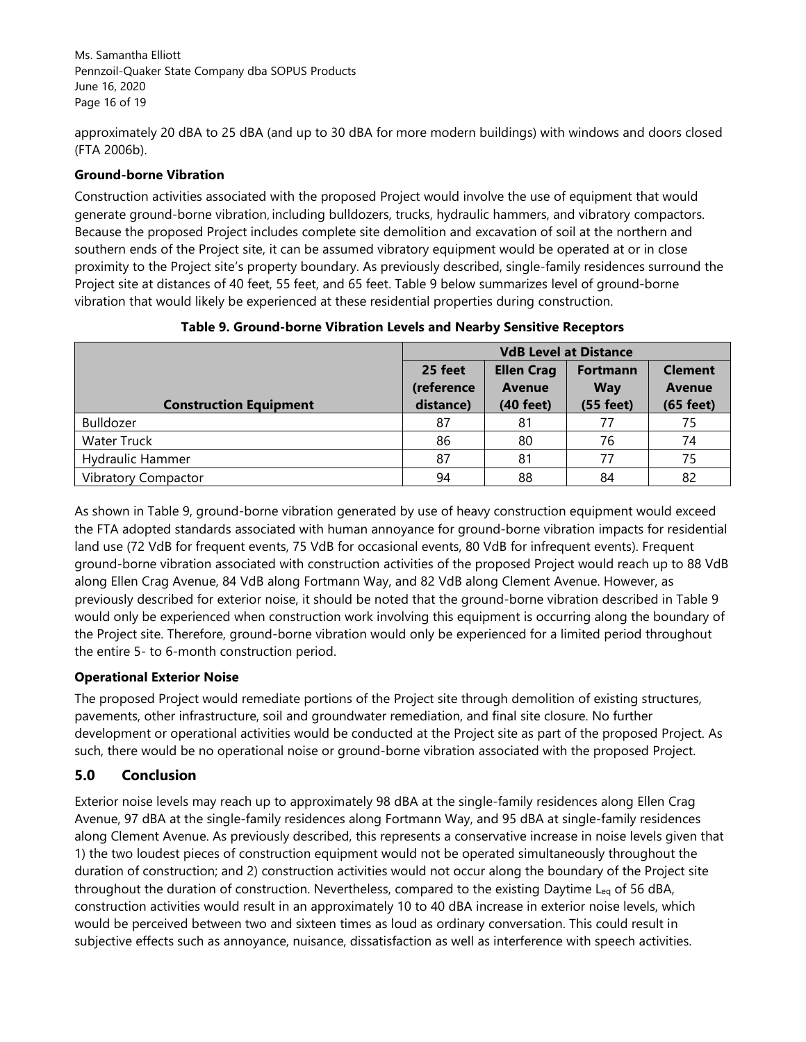approximately 20 dBA to 25 dBA (and up to 30 dBA for more modern buildings) with windows and doors closed (FTA 2006b).

**Ground-borne Vibration**

Construction activities associated with the proposed Project would involve the use of equipment that would generate ground-borne vibration, including bulldozers, trucks, hydraulic hammers, and vibratory compactors. Because the proposed Project includes complete site demolition and excavation of soil at the northern and southern ends of the Project site, it can be assumed vibratory equipment would be operated at or in close proximity to the Project site's property boundary. As previously described, single-family residences surround the Project site at distances of 40 feet, 55 feet, and 65 feet. Table 9 below summarizes level of ground-borne vibration that would likely be experienced at these residential properties during construction.

**Table 9. Ground-borne Vibration Levels and Nearby Sensitive Receptors**

| Construction Equipment | VdB Level at Distance | | | |
|---|---|---|---|---|
| | 25 feet (reference distance) | Ellen Crag Avenue (40 feet) | Fortmann Way (55 feet) | Clement Avenue (65 feet) |
| Bulldozer | 87 | 81 | 77 | 75 |
| Water Truck | 86 | 80 | 76 | 74 |
| Hydraulic Hammer | 87 | 81 | 77 | 75 |
| Vibratory Compactor | 94 | 88 | 84 | 82 |

As shown in Table 9, ground-borne vibration generated by use of heavy construction equipment would exceed the FTA adopted standards associated with human annoyance for ground-borne vibration impacts for residential land use (72 VdB for frequent events, 75 VdB for occasional events, 80 VdB for infrequent events). Frequent ground-borne vibration associated with construction activities of the proposed Project would reach up to 88 VdB along Ellen Crag Avenue, 84 VdB along Fortmann Way, and 82 VdB along Clement Avenue. However, as previously described for exterior noise, it should be noted that the ground-borne vibration described in Table 9 would only be experienced when construction work involving this equipment is occurring along the boundary of the Project site. Therefore, ground-borne vibration would only be experienced for a limited period throughout the entire 5- to 6-month construction period.

**Operational Exterior Noise**

The proposed Project would remediate portions of the Project site through demolition of existing structures, pavements, other infrastructure, soil and groundwater remediation, and final site closure. No further development or operational activities would be conducted at the Project site as part of the proposed Project. As such, there would be no operational noise or ground-borne vibration associated with the proposed Project.

## 5.0 Conclusion

Exterior noise levels may reach up to approximately 98 dBA at the single-family residences along Ellen Crag Avenue, 97 dBA at the single-family residences along Fortmann Way, and 95 dBA at single-family residences along Clement Avenue. As previously described, this represents a conservative increase in noise levels given that 1) the two loudest pieces of construction equipment would not be operated simultaneously throughout the duration of construction; and 2) construction activities would not occur along the boundary of the Project site throughout the duration of construction. Nevertheless, compared to the existing Daytime $L_{eq}$ of 56 dBA, construction activities would result in an approximately 10 to 40 dBA increase in exterior noise levels, which would be perceived between two and sixteen times as loud as ordinary conversation. This could result in subjective effects such as annoyance, nuisance, dissatisfaction as well as interference with speech activities.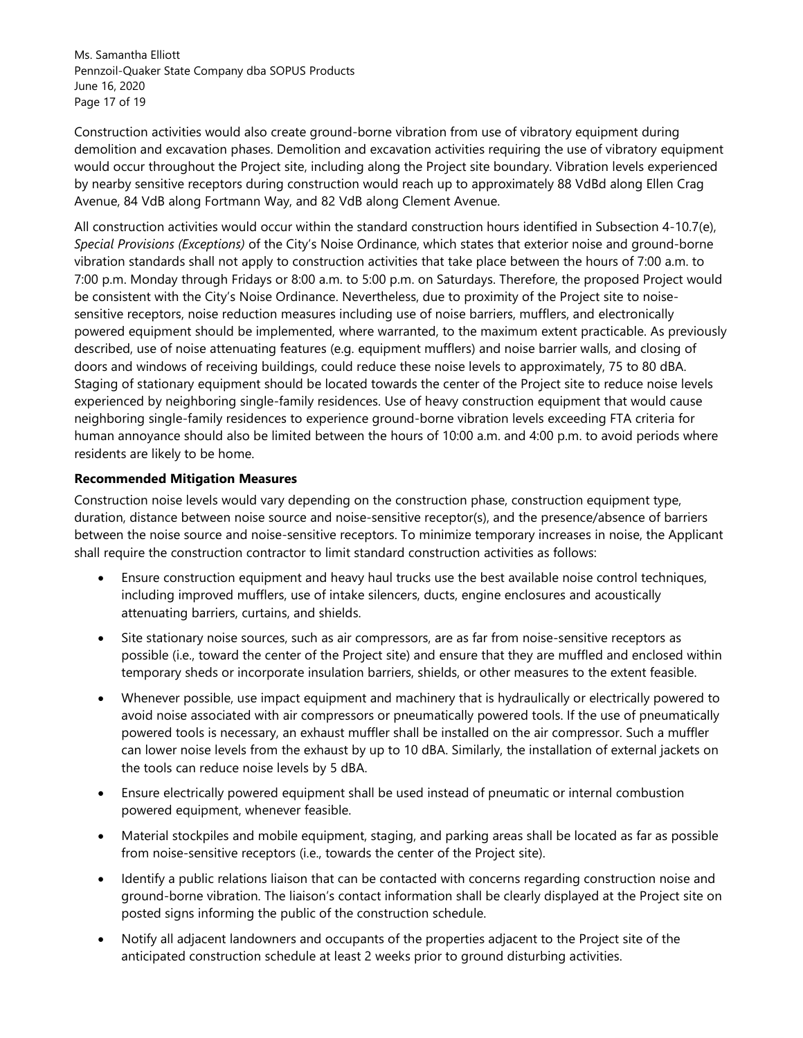Construction activities would also create ground-borne vibration from use of vibratory equipment during demolition and excavation phases. Demolition and excavation activities requiring the use of vibratory equipment would occur throughout the Project site, including along the Project site boundary. Vibration levels experienced by nearby sensitive receptors during construction would reach up to approximately 88 VdBd along Ellen Crag Avenue, 84 VdB along Fortmann Way, and 82 VdB along Clement Avenue.

All construction activities would occur within the standard construction hours identified in Subsection 4-10.7(e), *Special Provisions (Exceptions)* of the City's Noise Ordinance, which states that exterior noise and ground-borne vibration standards shall not apply to construction activities that take place between the hours of 7:00 a.m. to 7:00 p.m. Monday through Fridays or 8:00 a.m. to 5:00 p.m. on Saturdays. Therefore, the proposed Project would be consistent with the City's Noise Ordinance. Nevertheless, due to proximity of the Project site to noise-sensitive receptors, noise reduction measures including use of noise barriers, mufflers, and electronically powered equipment should be implemented, where warranted, to the maximum extent practicable. As previously described, use of noise attenuating features (e.g. equipment mufflers) and noise barrier walls, and closing of doors and windows of receiving buildings, could reduce these noise levels to approximately, 75 to 80 dBA. Staging of stationary equipment should be located towards the center of the Project site to reduce noise levels experienced by neighboring single-family residences. Use of heavy construction equipment that would cause neighboring single-family residences to experience ground-borne vibration levels exceeding FTA criteria for human annoyance should also be limited between the hours of 10:00 a.m. and 4:00 p.m. to avoid periods where residents are likely to be home.

**Recommended Mitigation Measures**

Construction noise levels would vary depending on the construction phase, construction equipment type, duration, distance between noise source and noise-sensitive receptor(s), and the presence/absence of barriers between the noise source and noise-sensitive receptors. To minimize temporary increases in noise, the Applicant shall require the construction contractor to limit standard construction activities as follows:

- Ensure construction equipment and heavy haul trucks use the best available noise control techniques, including improved mufflers, use of intake silencers, ducts, engine enclosures and acoustically attenuating barriers, curtains, and shields.
- Site stationary noise sources, such as air compressors, are as far from noise-sensitive receptors as possible (i.e., toward the center of the Project site) and ensure that they are muffled and enclosed within temporary sheds or incorporate insulation barriers, shields, or other measures to the extent feasible.
- Whenever possible, use impact equipment and machinery that is hydraulically or electrically powered to avoid noise associated with air compressors or pneumatically powered tools. If the use of pneumatically powered tools is necessary, an exhaust muffler shall be installed on the air compressor. Such a muffler can lower noise levels from the exhaust by up to 10 dBA. Similarly, the installation of external jackets on the tools can reduce noise levels by 5 dBA.
- Ensure electrically powered equipment shall be used instead of pneumatic or internal combustion powered equipment, whenever feasible.
- Material stockpiles and mobile equipment, staging, and parking areas shall be located as far as possible from noise-sensitive receptors (i.e., towards the center of the Project site).
- Identify a public relations liaison that can be contacted with concerns regarding construction noise and ground-borne vibration. The liaison's contact information shall be clearly displayed at the Project site on posted signs informing the public of the construction schedule.
- Notify all adjacent landowners and occupants of the properties adjacent to the Project site of the anticipated construction schedule at least 2 weeks prior to ground disturbing activities.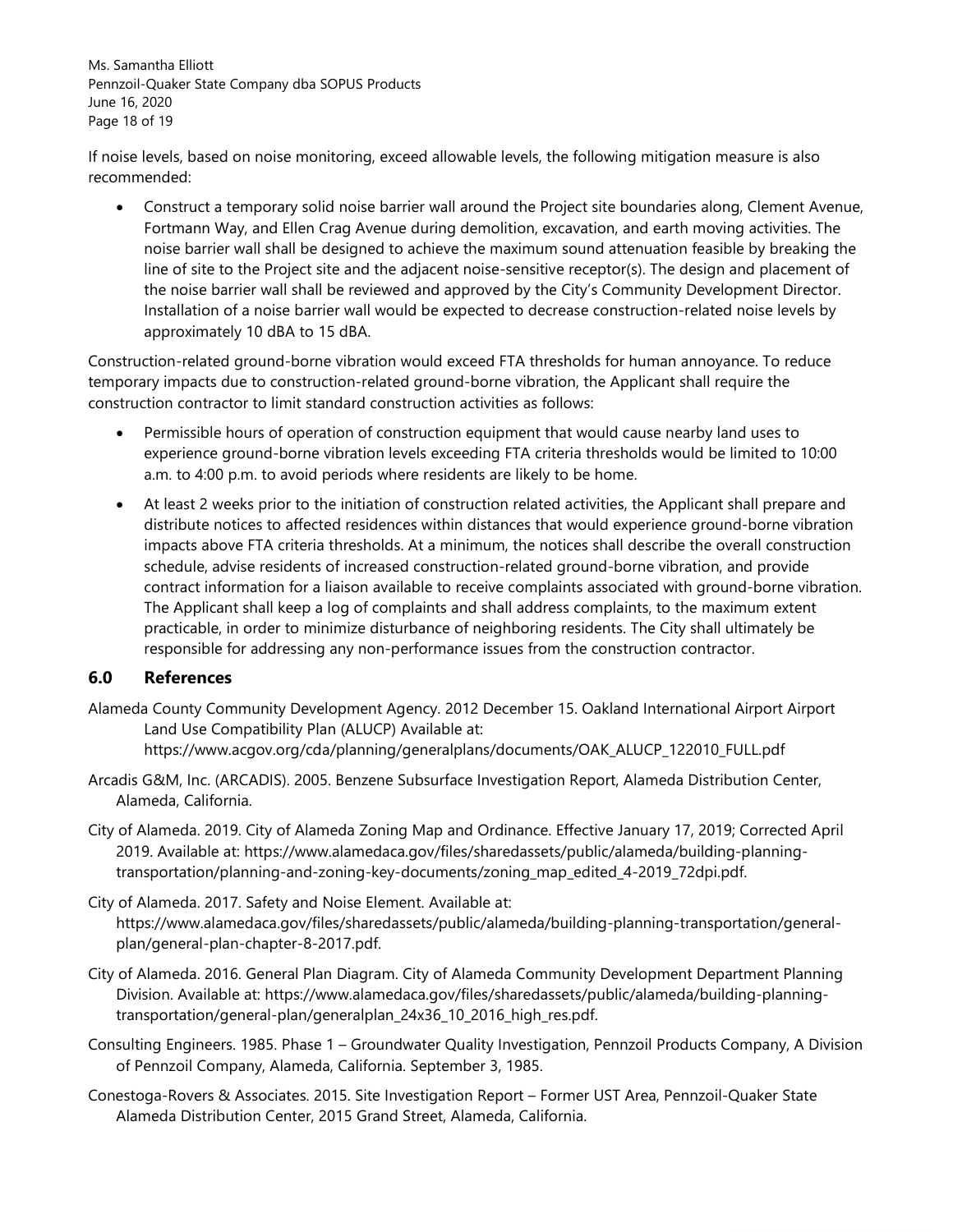If noise levels, based on noise monitoring, exceed allowable levels, the following mitigation measure is also recommended:

- Construct a temporary solid noise barrier wall around the Project site boundaries along, Clement Avenue, Fortmann Way, and Ellen Crag Avenue during demolition, excavation, and earth moving activities. The noise barrier wall shall be designed to achieve the maximum sound attenuation feasible by breaking the line of site to the Project site and the adjacent noise-sensitive receptor(s). The design and placement of the noise barrier wall shall be reviewed and approved by the City's Community Development Director. Installation of a noise barrier wall would be expected to decrease construction-related noise levels by approximately 10 dBA to 15 dBA.

Construction-related ground-borne vibration would exceed FTA thresholds for human annoyance. To reduce temporary impacts due to construction-related ground-borne vibration, the Applicant shall require the construction contractor to limit standard construction activities as follows:

- Permissible hours of operation of construction equipment that would cause nearby land uses to experience ground-borne vibration levels exceeding FTA criteria thresholds would be limited to 10:00 a.m. to 4:00 p.m. to avoid periods where residents are likely to be home.
- At least 2 weeks prior to the initiation of construction related activities, the Applicant shall prepare and distribute notices to affected residences within distances that would experience ground-borne vibration impacts above FTA criteria thresholds. At a minimum, the notices shall describe the overall construction schedule, advise residents of increased construction-related ground-borne vibration, and provide contract information for a liaison available to receive complaints associated with ground-borne vibration. The Applicant shall keep a log of complaints and shall address complaints, to the maximum extent practicable, in order to minimize disturbance of neighboring residents. The City shall ultimately be responsible for addressing any non-performance issues from the construction contractor.

## 6.0 References

Alameda County Community Development Agency. 2012 December 15. Oakland International Airport Airport Land Use Compatibility Plan (ALUCP) Available at: https://www.acgov.org/cda/planning/generalplans/documents/OAK_ALUCP_122010_FULL.pdf

Arcadis G&M, Inc. (ARCADIS). 2005. Benzene Subsurface Investigation Report, Alameda Distribution Center, Alameda, California.

City of Alameda. 2019. City of Alameda Zoning Map and Ordinance. Effective January 17, 2019; Corrected April 2019. Available at: https://www.alamedaca.gov/files/sharedassets/public/alameda/building-planning-transportation/planning-and-zoning-key-documents/zoning_map_edited_4-2019_72dpi.pdf.

City of Alameda. 2017. Safety and Noise Element. Available at: https://www.alamedaca.gov/files/sharedassets/public/alameda/building-planning-transportation/general-plan/general-plan-chapter-8-2017.pdf.

City of Alameda. 2016. General Plan Diagram. City of Alameda Community Development Department Planning Division. Available at: https://www.alamedaca.gov/files/sharedassets/public/alameda/building-planning-transportation/general-plan/generalplan_24x36_10_2016_high_res.pdf.

Consulting Engineers. 1985. Phase 1 – Groundwater Quality Investigation, Pennzoil Products Company, A Division of Pennzoil Company, Alameda, California. September 3, 1985.

Conestoga-Rovers & Associates. 2015. Site Investigation Report – Former UST Area, Pennzoil-Quaker State Alameda Distribution Center, 2015 Grand Street, Alameda, California.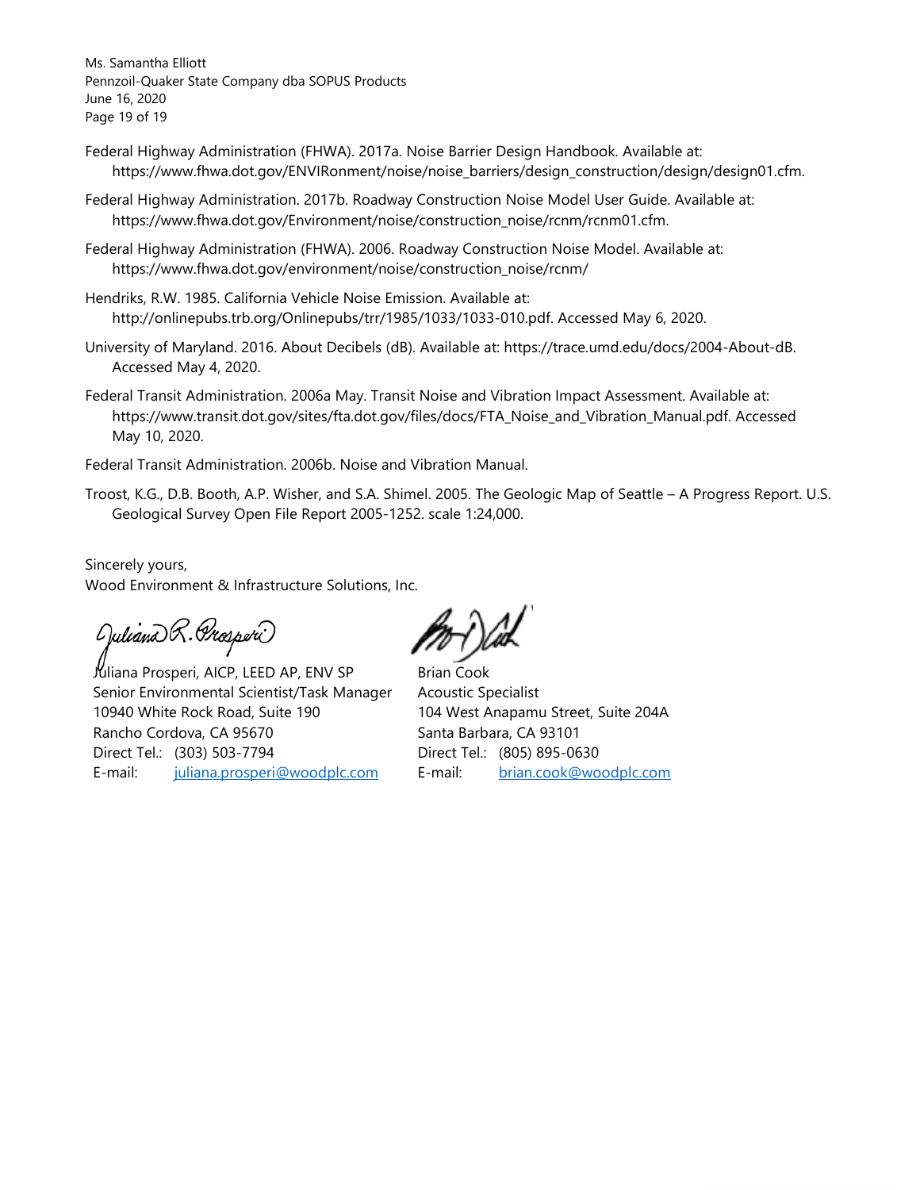Federal Highway Administration (FHWA). 2017a. Noise Barrier Design Handbook. Available at: https://www.fhwa.dot.gov/ENVIRonment/noise/noise_barriers/design_construction/design/design01.cfm.

Federal Highway Administration. 2017b. Roadway Construction Noise Model User Guide. Available at: https://www.fhwa.dot.gov/Environment/noise/construction_noise/rcnm/rcnm01.cfm.

Federal Highway Administration (FHWA). 2006. Roadway Construction Noise Model. Available at: https://www.fhwa.dot.gov/environment/noise/construction_noise/rcnm/

Hendriks, R.W. 1985. California Vehicle Noise Emission. Available at: http://onlinepubs.trb.org/Onlinepubs/trr/1985/1033/1033-010.pdf. Accessed May 6, 2020.

University of Maryland. 2016. About Decibels (dB). Available at: https://trace.umd.edu/docs/2004-About-dB. Accessed May 4, 2020.

Federal Transit Administration. 2006a May. Transit Noise and Vibration Impact Assessment. Available at: https://www.transit.dot.gov/sites/fta.dot.gov/files/docs/FTA_Noise_and_Vibration_Manual.pdf. Accessed May 10, 2020.

Federal Transit Administration. 2006b. Noise and Vibration Manual.

Troost, K.G., D.B. Booth, A.P. Wisher, and S.A. Shimel. 2005. The Geologic Map of Seattle – A Progress Report. U.S. Geological Survey Open File Report 2005-1252. scale 1:24,000.

Sincerely yours,
Wood Environment & Infrastructure Solutions, Inc.

Juliana Prosperi, AICP, LEED AP, ENV SP
Senior Environmental Scientist/Task Manager
10940 White Rock Road, Suite 190
Rancho Cordova, CA 95670
Direct Tel.: (303) 503-7794
E-mail: juliana.prosperi@woodplc.com

Brian Cook
Acoustic Specialist
104 West Anapamu Street, Suite 204A
Santa Barbara, CA 93101
Direct Tel.: (805) 895-0630
E-mail: brian.cook@woodplc.com